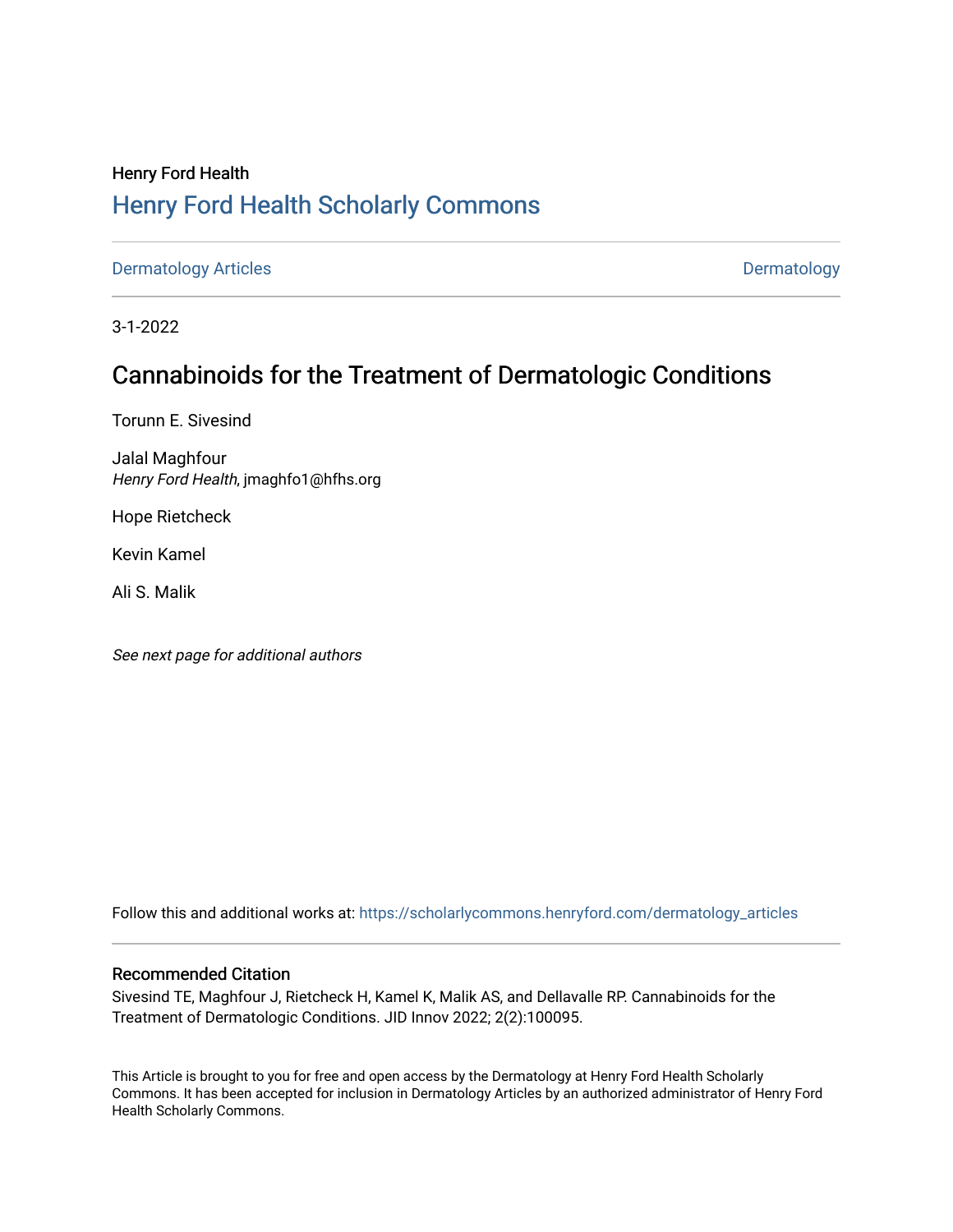Henry Ford Health

# Henry Ford Health Scholarly Commons

Dermatology Articles | Dermatology

3-1-2022

## Cannabinoids for the Treatment of Dermatologic Conditions

Torunn E. Sivesind

Jalal Maghfour
*Henry Ford Health*, jmaghfo1@hfhs.org

Hope Rietcheck

Kevin Kamel

Ali S. Malik

*See next page for additional authors*

Follow this and additional works at: https://scholarlycommons.henryford.com/dermatology_articles

### Recommended Citation

Sivesind TE, Maghfour J, Rietcheck H, Kamel K, Malik AS, and Dellavalle RP. Cannabinoids for the Treatment of Dermatologic Conditions. JID Innov 2022; 2(2):100095.

This Article is brought to you for free and open access by the Dermatology at Henry Ford Health Scholarly Commons. It has been accepted for inclusion in Dermatology Articles by an authorized administrator of Henry Ford Health Scholarly Commons.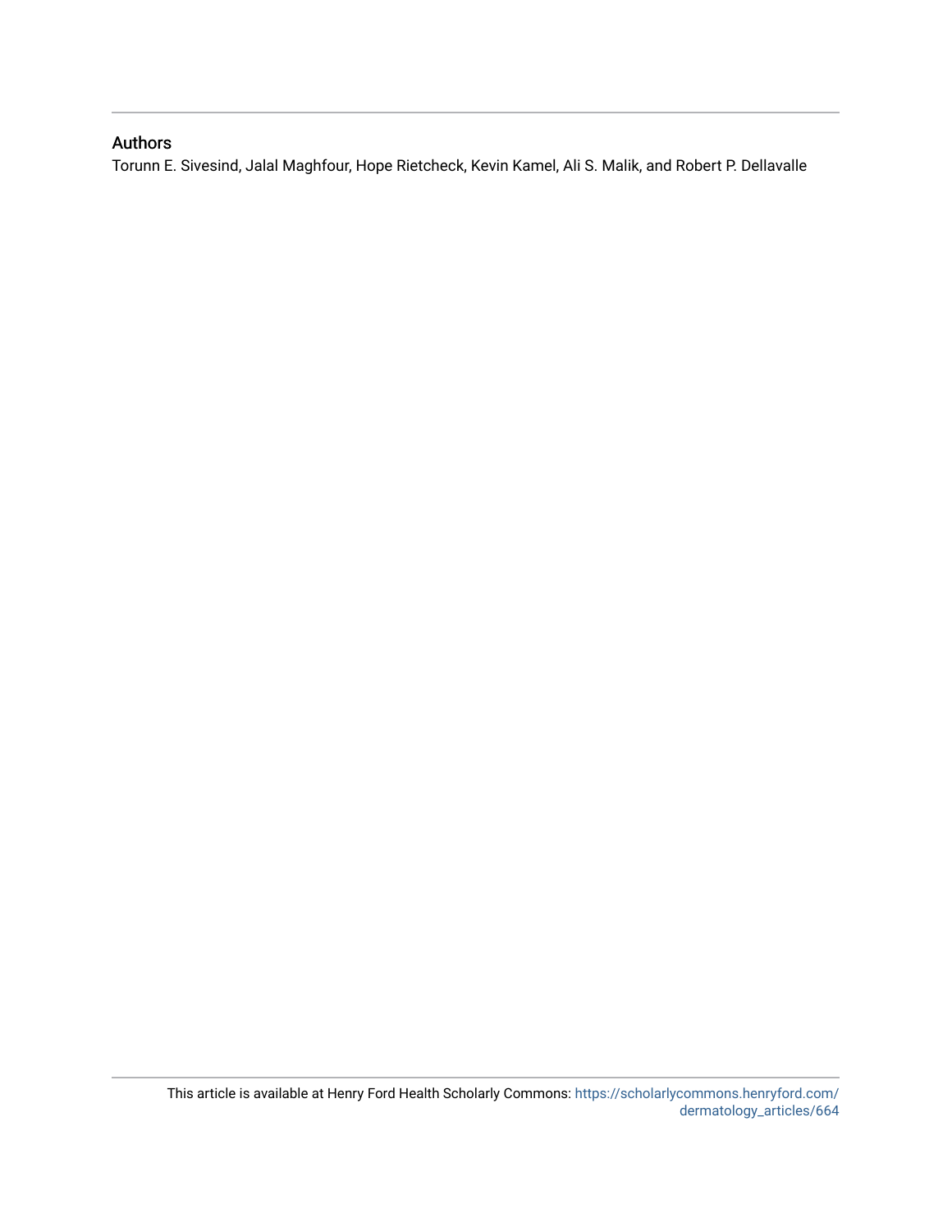## Authors

Torunn E. Sivesind, Jalal Maghfour, Hope Rietcheck, Kevin Kamel, Ali S. Malik, and Robert P. Dellavalle

This article is available at Henry Ford Health Scholarly Commons: https://scholarlycommons.henryford.com/dermatology_articles/664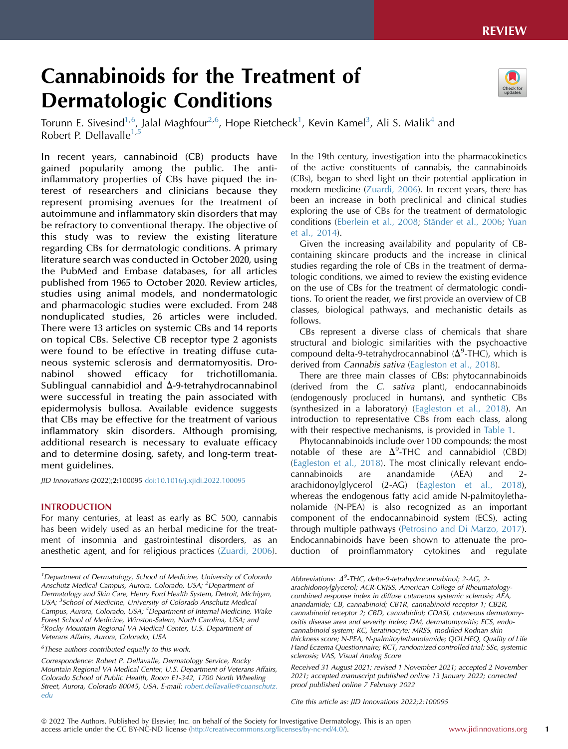# Cannabinoids for the Treatment of Dermatologic Conditions

Torunn E. Sivesind[1,6], Jalal Maghfour[2,6], Hope Rietcheck[1], Kevin Kamel[3], Ali S. Malik[4] and Robert P. Dellavalle[1,5]

In recent years, cannabinoid (CB) products have gained popularity among the public. The anti-inflammatory properties of CBs have piqued the interest of researchers and clinicians because they represent promising avenues for the treatment of autoimmune and inflammatory skin disorders that may be refractory to conventional therapy. The objective of this study was to review the existing literature regarding CBs for dermatologic conditions. A primary literature search was conducted in October 2020, using the PubMed and Embase databases, for all articles published from 1965 to October 2020. Review articles, studies using animal models, and nondermatologic and pharmacologic studies were excluded. From 248 nonduplicated studies, 26 articles were included. There were 13 articles on systemic CBs and 14 reports on topical CBs. Selective CB receptor type 2 agonists were found to be effective in treating diffuse cutaneous systemic sclerosis and dermatomyositis. Dronabinol showed efficacy for trichotillomania. Sublingual cannabidiol and Δ-9-tetrahydrocannabinol were successful in treating the pain associated with epidermolysis bullosa. Available evidence suggests that CBs may be effective for the treatment of various inflammatory skin disorders. Although promising, additional research is necessary to evaluate efficacy and to determine dosing, safety, and long-term treatment guidelines.

*JID Innovations* (2022);**2:**100095 doi:10.1016/j.xjidi.2022.100095

## INTRODUCTION

For many centuries, at least as early as BC 500, cannabis has been widely used as an herbal medicine for the treatment of insomnia and gastrointestinal disorders, as an anesthetic agent, and for religious practices (Zuardi, 2006). In the 19th century, investigation into the pharmacokinetics of the active constituents of cannabis, the cannabinoids (CBs), began to shed light on their potential application in modern medicine (Zuardi, 2006). In recent years, there has been an increase in both preclinical and clinical studies exploring the use of CBs for the treatment of dermatologic conditions (Eberlein et al., 2008; Ständer et al., 2006; Yuan et al., 2014).

Given the increasing availability and popularity of CB-containing skincare products and the increase in clinical studies regarding the role of CBs in the treatment of dermatologic conditions, we aimed to review the existing evidence on the use of CBs for the treatment of dermatologic conditions. To orient the reader, we first provide an overview of CB classes, biological pathways, and mechanistic details as follows.

CBs represent a diverse class of chemicals that share structural and biologic similarities with the psychoactive compound delta-9-tetrahydrocannabinol ($\Delta^9$-THC), which is derived from *Cannabis sativa* (Eagleston et al., 2018).

There are three main classes of CBs: phytocannabinoids (derived from the *C. sativa* plant), endocannabinoids (endogenously produced in humans), and synthetic CBs (synthesized in a laboratory) (Eagleston et al., 2018). An introduction to representative CBs from each class, along with their respective mechanisms, is provided in Table 1.

Phytocannabinoids include over 100 compounds; the most notable of these are $\Delta^9$-THC and cannabidiol (CBD) (Eagleston et al., 2018). The most clinically relevant endocannabinoids are anandamide (AEA) and 2-arachidonoylglycerol (2-AG) (Eagleston et al., 2018), whereas the endogenous fatty acid amide N-palmitoylethanolamide (N-PEA) is also recognized as an important component of the endocannabinoid system (ECS), acting through multiple pathways (Petrosino and Di Marzo, 2017). Endocannabinoids have been shown to attenuate the production of proinflammatory cytokines and regulate

[1]Department of Dermatology, School of Medicine, University of Colorado Anschutz Medical Campus, Aurora, Colorado, USA; [2]Department of Dermatology and Skin Care, Henry Ford Health System, Detroit, Michigan, USA; [3]School of Medicine, University of Colorado Anschutz Medical Campus, Aurora, Colorado, USA; [4]Department of Internal Medicine, Wake Forest School of Medicine, Winston-Salem, North Carolina, USA; and [5]Rocky Mountain Regional VA Medical Center, U.S. Department of Veterans Affairs, Aurora, Colorado, USA

[6]These authors contributed equally to this work.

Correspondence: Robert P. Dellavalle, Dermatology Service, Rocky Mountain Regional VA Medical Center, U.S. Department of Veterans Affairs, Colorado School of Public Health, Room E1-342, 1700 North Wheeling Street, Aurora, Colorado 80045, USA. E-mail: robert.dellavalle@cuanschutz.edu

Abbreviations: $\Delta^9$-THC, delta-9-tetrahydrocannabinol; 2-AG, 2-arachidonoylglycerol; ACR-CRISS, American College of Rheumatology-combined response index in diffuse cutaneous systemic sclerosis; AEA, anandamide; CB, cannabinoid; CB1R, cannabinoid receptor 1; CB2R, cannabinoid receptor 2; CBD, cannabidiol; CDASI, cutaneous dermatomyositis disease area and severity index; DM, dermatomyositis; ECS, endocannabinoid system; KC, keratinocyte; MRSS, modified Rodnan skin thickness score; N-PEA, N-palmitoylethanolamide; QOLHEQ, Quality of Life Hand Eczema Questionnaire; RCT, randomized controlled trial; SSc, systemic sclerosis; VAS, Visual Analog Score

Received 31 August 2021; revised 1 November 2021; accepted 2 November 2021; accepted manuscript published online 13 January 2022; corrected proof published online 7 February 2022

Cite this article as: JID Innovations 2022;2:100095

© 2022 The Authors. Published by Elsevier, Inc. on behalf of the Society for Investigative Dermatology. This is an open access article under the CC BY-NC-ND license (http://creativecommons.org/licenses/by-nc-nd/4.0/).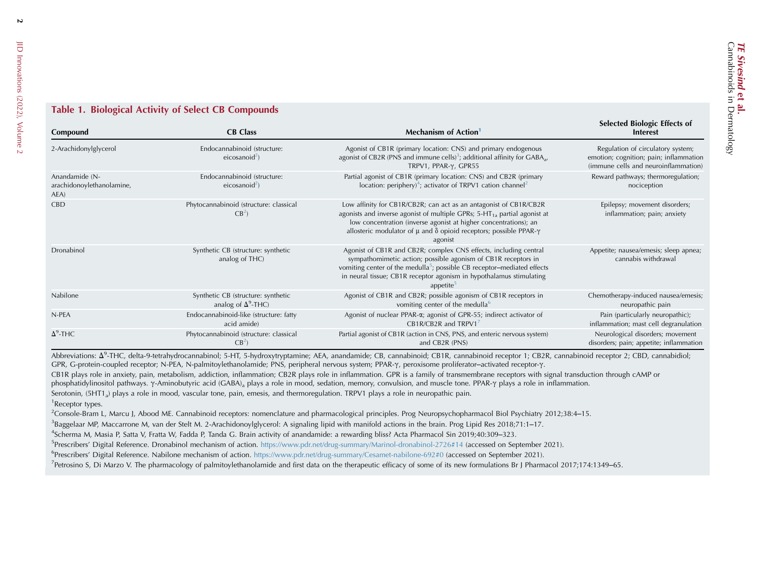## Table 1. Biological Activity of Select CB Compounds

| Compound | CB Class | Mechanism of Action[1] | Selected Biologic Effects of Interest |
|---|---|---|---|
| 2-Arachidonylglycerol | Endocannabinoid (structure: eicosanoid[2]) | Agonist of CB1R (primary location: CNS) and primary endogenous agonist of CB2R (PNS and immune cells)[3]; additional affinity for $GABA_a$, TRPV1, PPAR-γ, GPR55 | Regulation of circulatory system; emotion; cognition; pain; inflammation (immune cells and neuroinflammation) |
| Anandamide (N-arachidonoylethanolamine, AEA) | Endocannabinoid (structure: eicosanoid[2]) | Partial agonist of CB1R (primary location: CNS) and CB2R (primary location: periphery)[4]; activator of TRPV1 cation channel[2] | Reward pathways; thermoregulation; nociception |
| CBD | Phytocannabinoid (structure: classical CB[2]) | Low affinity for CB1R/CB2R; can act as an antagonist of CB1R/CB2R agonists and inverse agonist of multiple GPRs; $5\text{-}HT_{1a}$ partial agonist at low concentration (inverse agonist at higher concentrations); an allosteric modulator of μ and δ opioid receptors; possible PPAR-γ agonist | Epilepsy; movement disorders; inflammation; pain; anxiety |
| Dronabinol | Synthetic CB (structure: synthetic analog of THC) | Agonist of CB1R and CB2R; complex CNS effects, including central sympathomimetic action; possible agonism of CB1R receptors in vomiting center of the medulla[5]; possible CB receptor–mediated effects in neural tissue; CB1R receptor agonism in hypothalamus stimulating appetite[5] | Appetite; nausea/emesis; sleep apnea; cannabis withdrawal |
| Nabilone | Synthetic CB (structure: synthetic analog of $\Delta^9$-THC) | Agonist of CB1R and CB2R; possible agonism of CB1R receptors in vomiting center of the medulla[6] | Chemotherapy-induced nausea/emesis; neuropathic pain |
| N-PEA | Endocannabinoid-like (structure: fatty acid amide) | Agonist of nuclear PPAR-α; agonist of GPR-55; indirect activator of CB1R/CB2R and TRPV1[7] | Pain (particularly neuropathic); inflammation; mast cell degranulation |
| $\Delta^9$-THC | Phytocannabinoid (structure: classical CB[2]) | Partial agonist of CB1R (action in CNS, PNS, and enteric nervous system) and CB2R (PNS) | Neurological disorders; movement disorders; pain; appetite; inflammation |

Abbreviations: $\Delta^9$-THC, delta-9-tetrahydrocannabinol; 5-HT, 5-hydroxytryptamine; AEA, anandamide; CB, cannabinoid; CB1R, cannabinoid receptor 1; CB2R, cannabinoid receptor 2; CBD, cannabidiol; GPR, G-protein-coupled receptor; N-PEA, N-palmitoylethanolamide; PNS, peripheral nervous system; PPAR-γ, peroxisome proliferator–activated receptor-γ.

CB1R plays role in anxiety, pain, metabolism, addiction, inflammation; CB2R plays role in inflammation. GPR is a family of transmembrane receptors with signal transduction through cAMP or phosphatidylinositol pathways. γ-Aminobutyric acid $(GABA)_a$ plays a role in mood, sedation, memory, convulsion, and muscle tone. PPAR-γ plays a role in inflammation.

Serotonin, $(5HT1_a)$ plays a role in mood, vascular tone, pain, emesis, and thermoregulation. TRPV1 plays a role in neuropathic pain.

[1]Receptor types.

[2]Console-Bram L, Marcu J, Abood ME. Cannabinoid receptors: nomenclature and pharmacological principles. Prog Neuropsychopharmacol Biol Psychiatry 2012;38:4–15.

[3]Baggelaar MP, Maccarrone M, van der Stelt M. 2-Arachidonoylglycerol: A signaling lipid with manifold actions in the brain. Prog Lipid Res 2018;71:1–17.

[4]Scherma M, Masia P, Satta V, Fratta W, Fadda P, Tanda G. Brain activity of anandamide: a rewarding bliss? Acta Pharmacol Sin 2019;40:309–323.

[5]Prescribers' Digital Reference. Dronabinol mechanism of action. https://www.pdr.net/drug-summary/Marinol-dronabinol-2726#14 (accessed on September 2021).

[6]Prescribers' Digital Reference. Nabilone mechanism of action. https://www.pdr.net/drug-summary/Cesamet-nabilone-692#0 (accessed on September 2021).

[7]Petrosino S, Di Marzo V. The pharmacology of palmitoylethanolamide and first data on the therapeutic efficacy of some of its new formulations Br J Pharmacol 2017;174:1349–65.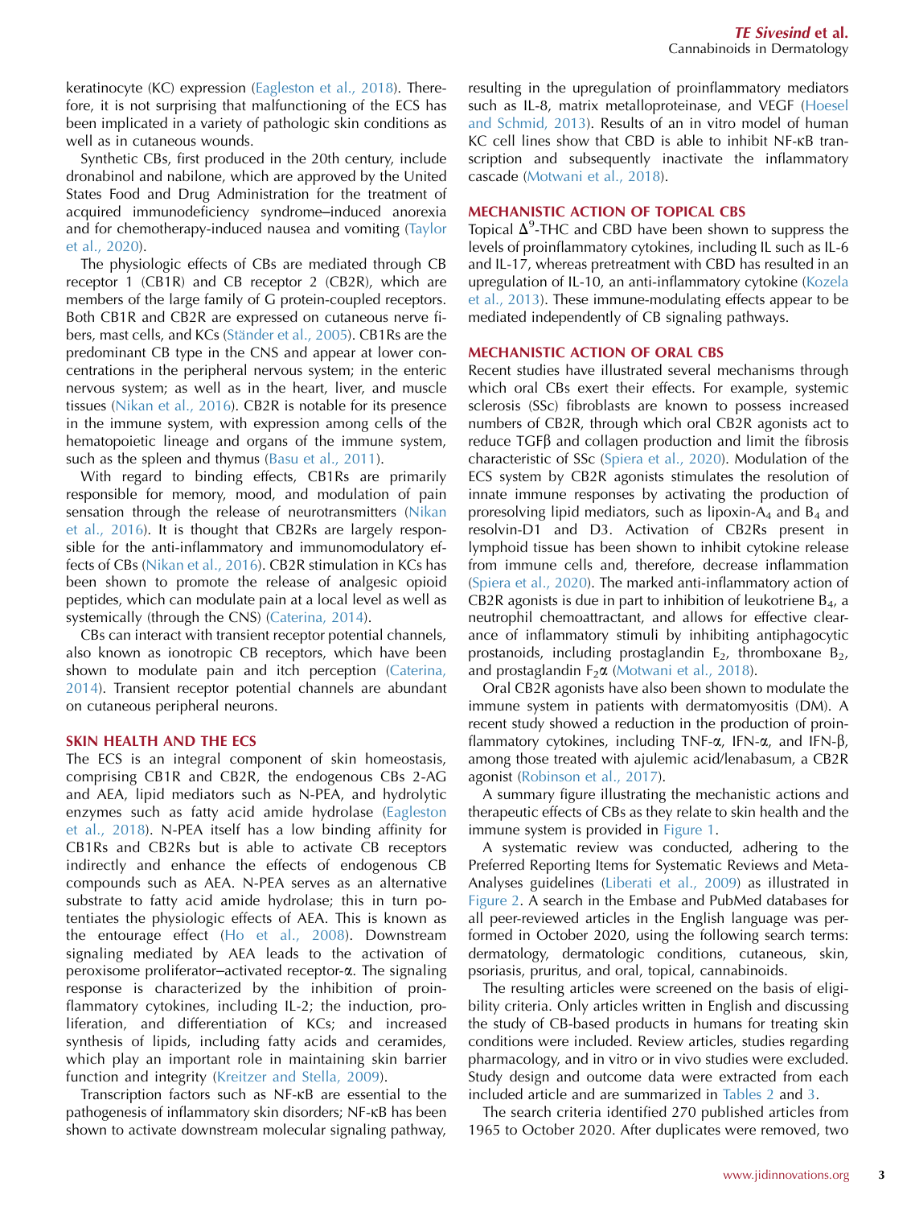keratinocyte (KC) expression (Eagleston et al., 2018). Therefore, it is not surprising that malfunctioning of the ECS has been implicated in a variety of pathologic skin conditions as well as in cutaneous wounds.

Synthetic CBs, first produced in the 20th century, include dronabinol and nabilone, which are approved by the United States Food and Drug Administration for the treatment of acquired immunodeficiency syndrome–induced anorexia and for chemotherapy-induced nausea and vomiting (Taylor et al., 2020).

The physiologic effects of CBs are mediated through CB receptor 1 (CB1R) and CB receptor 2 (CB2R), which are members of the large family of G protein-coupled receptors. Both CB1R and CB2R are expressed on cutaneous nerve fibers, mast cells, and KCs (Ständer et al., 2005). CB1Rs are the predominant CB type in the CNS and appear at lower concentrations in the peripheral nervous system; in the enteric nervous system; as well as in the heart, liver, and muscle tissues (Nikan et al., 2016). CB2R is notable for its presence in the immune system, with expression among cells of the hematopoietic lineage and organs of the immune system, such as the spleen and thymus (Basu et al., 2011).

With regard to binding effects, CB1Rs are primarily responsible for memory, mood, and modulation of pain sensation through the release of neurotransmitters (Nikan et al., 2016). It is thought that CB2Rs are largely responsible for the anti-inflammatory and immunomodulatory effects of CBs (Nikan et al., 2016). CB2R stimulation in KCs has been shown to promote the release of analgesic opioid peptides, which can modulate pain at a local level as well as systemically (through the CNS) (Caterina, 2014).

CBs can interact with transient receptor potential channels, also known as ionotropic CB receptors, which have been shown to modulate pain and itch perception (Caterina, 2014). Transient receptor potential channels are abundant on cutaneous peripheral neurons.

## SKIN HEALTH AND THE ECS

The ECS is an integral component of skin homeostasis, comprising CB1R and CB2R, the endogenous CBs 2-AG and AEA, lipid mediators such as N-PEA, and hydrolytic enzymes such as fatty acid amide hydrolase (Eagleston et al., 2018). N-PEA itself has a low binding affinity for CB1Rs and CB2Rs but is able to activate CB receptors indirectly and enhance the effects of endogenous CB compounds such as AEA. N-PEA serves as an alternative substrate to fatty acid amide hydrolase; this in turn potentiates the physiologic effects of AEA. This is known as the entourage effect (Ho et al., 2008). Downstream signaling mediated by AEA leads to the activation of peroxisome proliferator–activated receptor-α. The signaling response is characterized by the inhibition of proinflammatory cytokines, including IL-2; the induction, proliferation, and differentiation of KCs; and increased synthesis of lipids, including fatty acids and ceramides, which play an important role in maintaining skin barrier function and integrity (Kreitzer and Stella, 2009).

Transcription factors such as NF-κB are essential to the pathogenesis of inflammatory skin disorders; NF-κB has been shown to activate downstream molecular signaling pathway, resulting in the upregulation of proinflammatory mediators such as IL-8, matrix metalloproteinase, and VEGF (Hoesel and Schmid, 2013). Results of an in vitro model of human KC cell lines show that CBD is able to inhibit NF-κB transcription and subsequently inactivate the inflammatory cascade (Motwani et al., 2018).

## MECHANISTIC ACTION OF TOPICAL CBS

Topical $\Delta^9$-THC and CBD have been shown to suppress the levels of proinflammatory cytokines, including IL such as IL-6 and IL-17, whereas pretreatment with CBD has resulted in an upregulation of IL-10, an anti-inflammatory cytokine (Kozela et al., 2013). These immune-modulating effects appear to be mediated independently of CB signaling pathways.

## MECHANISTIC ACTION OF ORAL CBS

Recent studies have illustrated several mechanisms through which oral CBs exert their effects. For example, systemic sclerosis (SSc) fibroblasts are known to possess increased numbers of CB2R, through which oral CB2R agonists act to reduce TGFβ and collagen production and limit the fibrosis characteristic of SSc (Spiera et al., 2020). Modulation of the ECS system by CB2R agonists stimulates the resolution of innate immune responses by activating the production of proresolving lipid mediators, such as lipoxin-$A_4$ and $B_4$ and resolvin-D1 and D3. Activation of CB2Rs present in lymphoid tissue has been shown to inhibit cytokine release from immune cells and, therefore, decrease inflammation (Spiera et al., 2020). The marked anti-inflammatory action of CB2R agonists is due in part to inhibition of leukotriene $B_4$, a neutrophil chemoattractant, and allows for effective clearance of inflammatory stimuli by inhibiting antiphagocytic prostanoids, including prostaglandin $E_2$, thromboxane $B_2$, and prostaglandin $F_2\alpha$ (Motwani et al., 2018).

Oral CB2R agonists have also been shown to modulate the immune system in patients with dermatomyositis (DM). A recent study showed a reduction in the production of proinflammatory cytokines, including TNF-α, IFN-α, and IFN-β, among those treated with ajulemic acid/lenabasum, a CB2R agonist (Robinson et al., 2017).

A summary figure illustrating the mechanistic actions and therapeutic effects of CBs as they relate to skin health and the immune system is provided in Figure 1.

A systematic review was conducted, adhering to the Preferred Reporting Items for Systematic Reviews and Meta-Analyses guidelines (Liberati et al., 2009) as illustrated in Figure 2. A search in the Embase and PubMed databases for all peer-reviewed articles in the English language was performed in October 2020, using the following search terms: dermatology, dermatologic conditions, cutaneous, skin, psoriasis, pruritus, and oral, topical, cannabinoids.

The resulting articles were screened on the basis of eligibility criteria. Only articles written in English and discussing the study of CB-based products in humans for treating skin conditions were included. Review articles, studies regarding pharmacology, and in vitro or in vivo studies were excluded. Study design and outcome data were extracted from each included article and are summarized in Tables 2 and 3.

The search criteria identified 270 published articles from 1965 to October 2020. After duplicates were removed, two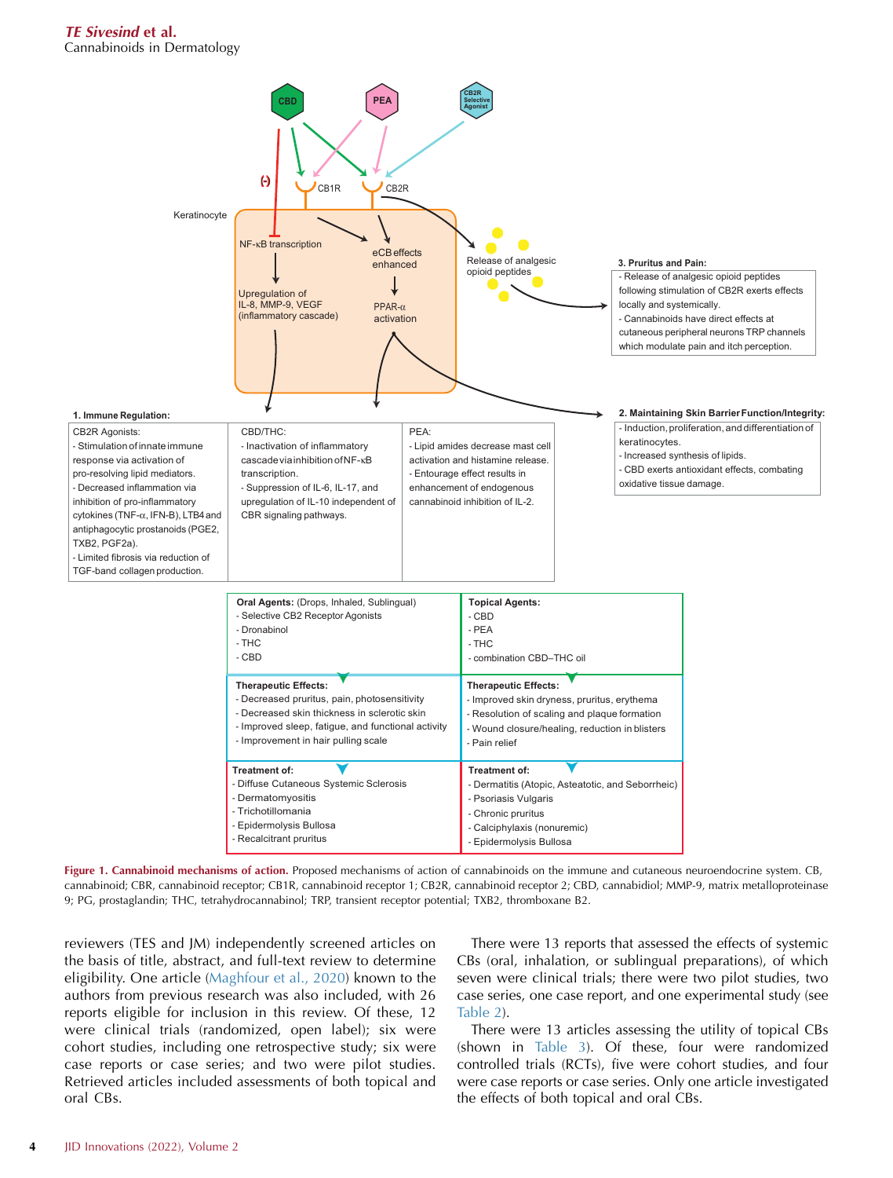**1. Immune Regulation:**

| CB2R Agonists: | CBD/THC: | PEA: |
|---|---|---|
| - Stimulation of innate immune response via activation of pro-resolving lipid mediators.<br>- Decreased inflammation via inhibition of pro-inflammatory cytokines (TNF-α, IFN-B), LTB4 and antiphagocytic prostanoids (PGE2, TXB2, PGF2a).<br>- Limited fibrosis via reduction of TGF-band collagen production. | - Inactivation of inflammatory cascade via inhibition of NF-κB transcription.<br>- Suppression of IL-6, IL-17, and upregulation of IL-10 independent of CBR signaling pathways. | - Lipid amides decrease mast cell activation and histamine release.<br>- Entourage effect results in enhancement of endogenous cannabinoid inhibition of IL-2. |

**2. Maintaining Skin Barrier Function/Integrity:**

- Induction, proliferation, and differentiation of keratinocytes.
- Increased synthesis of lipids.
- CBD exerts antioxidant effects, combating oxidative tissue damage.

**3. Pruritus and Pain:**

- Release of analgesic opioid peptides following stimulation of CB2R exerts effects locally and systemically.
- Cannabinoids have direct effects at cutaneous peripheral neurons TRP channels which modulate pain and itch perception.

| **Oral Agents:** (Drops, Inhaled, Sublingual) | **Topical Agents:** |
|---|---|
| - Selective CB2 Receptor Agonists<br>- Dronabinol<br>- THC<br>- CBD | - CBD<br>- PEA<br>- THC<br>- combination CBD–THC oil |
| **Therapeutic Effects:**<br>- Decreased pruritus, pain, photosensitivity<br>- Decreased skin thickness in sclerotic skin<br>- Improved sleep, fatigue, and functional activity<br>- Improvement in hair pulling scale | **Therapeutic Effects:**<br>- Improved skin dryness, pruritus, erythema<br>- Resolution of scaling and plaque formation<br>- Wound closure/healing, reduction in blisters<br>- Pain relief |
| **Treatment of:**<br>- Diffuse Cutaneous Systemic Sclerosis<br>- Dermatomyositis<br>- Trichotillomania<br>- Epidermolysis Bullosa<br>- Recalcitrant pruritus | **Treatment of:**<br>- Dermatitis (Atopic, Asteatotic, and Seborrheic)<br>- Psoriasis Vulgaris<br>- Chronic pruritus<br>- Calciphylaxis (nonuremic)<br>- Epidermolysis Bullosa |

**Figure 1. Cannabinoid mechanisms of action.** Proposed mechanisms of action of cannabinoids on the immune and cutaneous neuroendocrine system. CB, cannabinoid; CBR, cannabinoid receptor; CB1R, cannabinoid receptor 1; CB2R, cannabinoid receptor 2; CBD, cannabidiol; MMP-9, matrix metalloproteinase 9; PG, prostaglandin; THC, tetrahydrocannabinol; TRP, transient receptor potential; TXB2, thromboxane B2.

reviewers (TES and JM) independently screened articles on the basis of title, abstract, and full-text review to determine eligibility. One article (Maghfour et al., 2020) known to the authors from previous research was also included, with 26 reports eligible for inclusion in this review. Of these, 12 were clinical trials (randomized, open label); six were cohort studies, including one retrospective study; six were case reports or case series; and two were pilot studies. Retrieved articles included assessments of both topical and oral CBs.

There were 13 reports that assessed the effects of systemic CBs (oral, inhalation, or sublingual preparations), of which seven were clinical trials; there were two pilot studies, two case series, one case report, and one experimental study (see Table 2).

There were 13 articles assessing the utility of topical CBs (shown in Table 3). Of these, four were randomized controlled trials (RCTs), five were cohort studies, and four were case reports or case series. Only one article investigated the effects of both topical and oral CBs.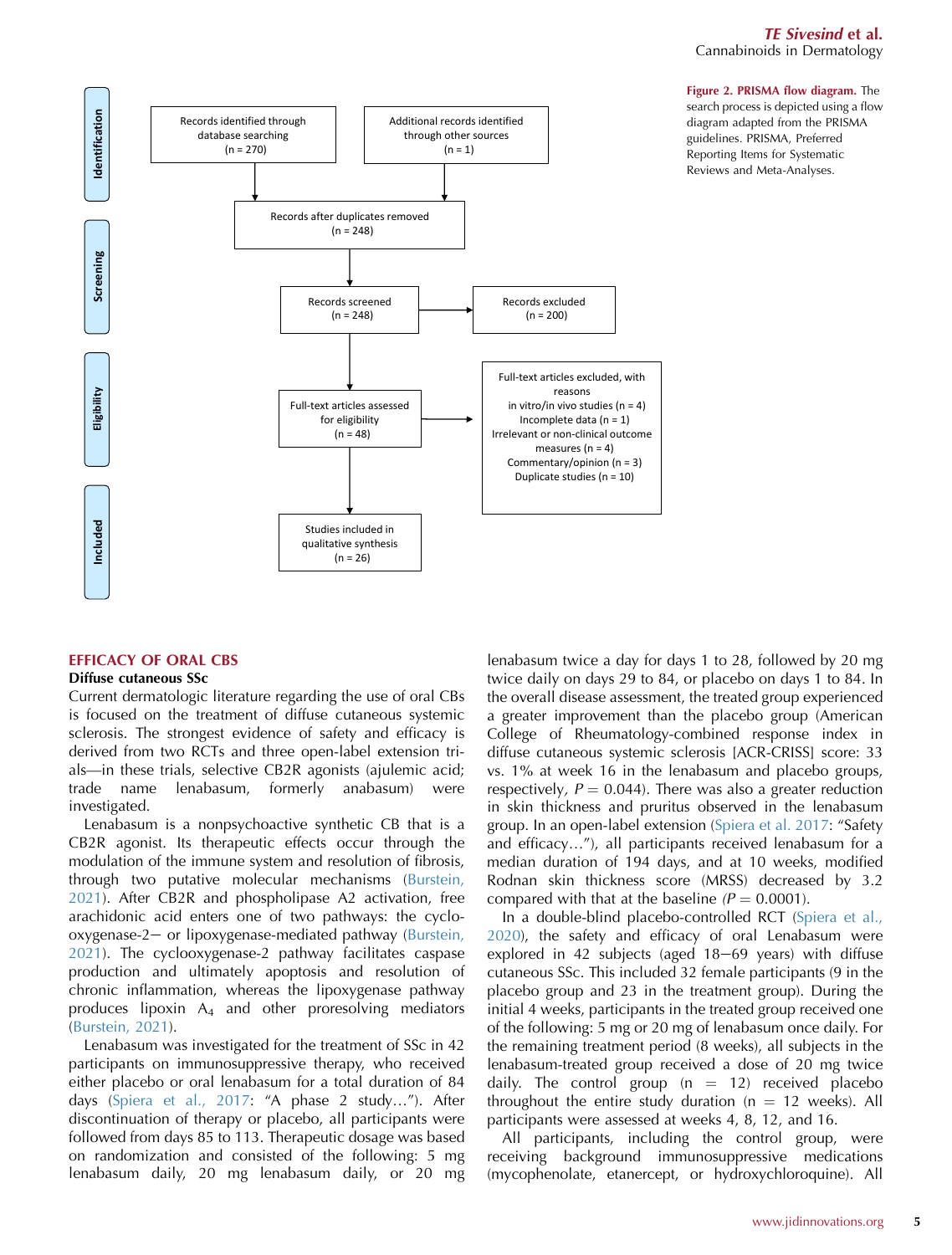Identification

Records identified through database searching (n = 270)

Additional records identified through other sources (n = 1)

Records after duplicates removed (n = 248)

Screening

Records screened (n = 248)

Records excluded (n = 200)

Eligibility

Full-text articles assessed for eligibility (n = 48)

Full-text articles excluded, with reasons
in vitro/in vivo studies (n = 4)
Incomplete data (n = 1)
Irrelevant or non-clinical outcome measures (n = 4)
Commentary/opinion (n = 3)
Duplicate studies (n = 10)

Included

Studies included in qualitative synthesis (n = 26)

**Figure 2. PRISMA flow diagram.** The search process is depicted using a flow diagram adapted from the PRISMA guidelines. PRISMA, Preferred Reporting Items for Systematic Reviews and Meta-Analyses.

## EFFICACY OF ORAL CBS

### Diffuse cutaneous SSc

Current dermatologic literature regarding the use of oral CBs is focused on the treatment of diffuse cutaneous systemic sclerosis. The strongest evidence of safety and efficacy is derived from two RCTs and three open-label extension trials—in these trials, selective CB2R agonists (ajulemic acid; trade name lenabasum, formerly anabasum) were investigated.

Lenabasum is a nonpsychoactive synthetic CB that is a CB2R agonist. Its therapeutic effects occur through the modulation of the immune system and resolution of fibrosis, through two putative molecular mechanisms (Burstein, 2021). After CB2R and phospholipase A2 activation, free arachidonic acid enters one of two pathways: the cyclooxygenase-2− or lipoxygenase-mediated pathway (Burstein, 2021). The cyclooxygenase-2 pathway facilitates caspase production and ultimately apoptosis and resolution of chronic inflammation, whereas the lipoxygenase pathway produces lipoxin $A_4$ and other proresolving mediators (Burstein, 2021).

Lenabasum was investigated for the treatment of SSc in 42 participants on immunosuppressive therapy, who received either placebo or oral lenabasum for a total duration of 84 days (Spiera et al., 2017: "A phase 2 study…"). After discontinuation of therapy or placebo, all participants were followed from days 85 to 113. Therapeutic dosage was based on randomization and consisted of the following: 5 mg lenabasum daily, 20 mg lenabasum daily, or 20 mg lenabasum twice a day for days 1 to 28, followed by 20 mg twice daily on days 29 to 84, or placebo on days 1 to 84. In the overall disease assessment, the treated group experienced a greater improvement than the placebo group (American College of Rheumatology-combined response index in diffuse cutaneous systemic sclerosis [ACR-CRISS] score: 33 vs. 1% at week 16 in the lenabasum and placebo groups, respectively, $P = 0.044$). There was also a greater reduction in skin thickness and pruritus observed in the lenabasum group. In an open-label extension (Spiera et al. 2017: "Safety and efficacy…"), all participants received lenabasum for a median duration of 194 days, and at 10 weeks, modified Rodnan skin thickness score (MRSS) decreased by 3.2 compared with that at the baseline ($P = 0.0001$).

In a double-blind placebo-controlled RCT (Spiera et al., 2020), the safety and efficacy of oral Lenabasum were explored in 42 subjects (aged 18−69 years) with diffuse cutaneous SSc. This included 32 female participants (9 in the placebo group and 23 in the treatment group). During the initial 4 weeks, participants in the treated group received one of the following: 5 mg or 20 mg of lenabasum once daily. For the remaining treatment period (8 weeks), all subjects in the lenabasum-treated group received a dose of 20 mg twice daily. The control group (n = 12) received placebo throughout the entire study duration (n = 12 weeks). All participants were assessed at weeks 4, 8, 12, and 16.

All participants, including the control group, were receiving background immunosuppressive medications (mycophenolate, etanercept, or hydroxychloroquine). All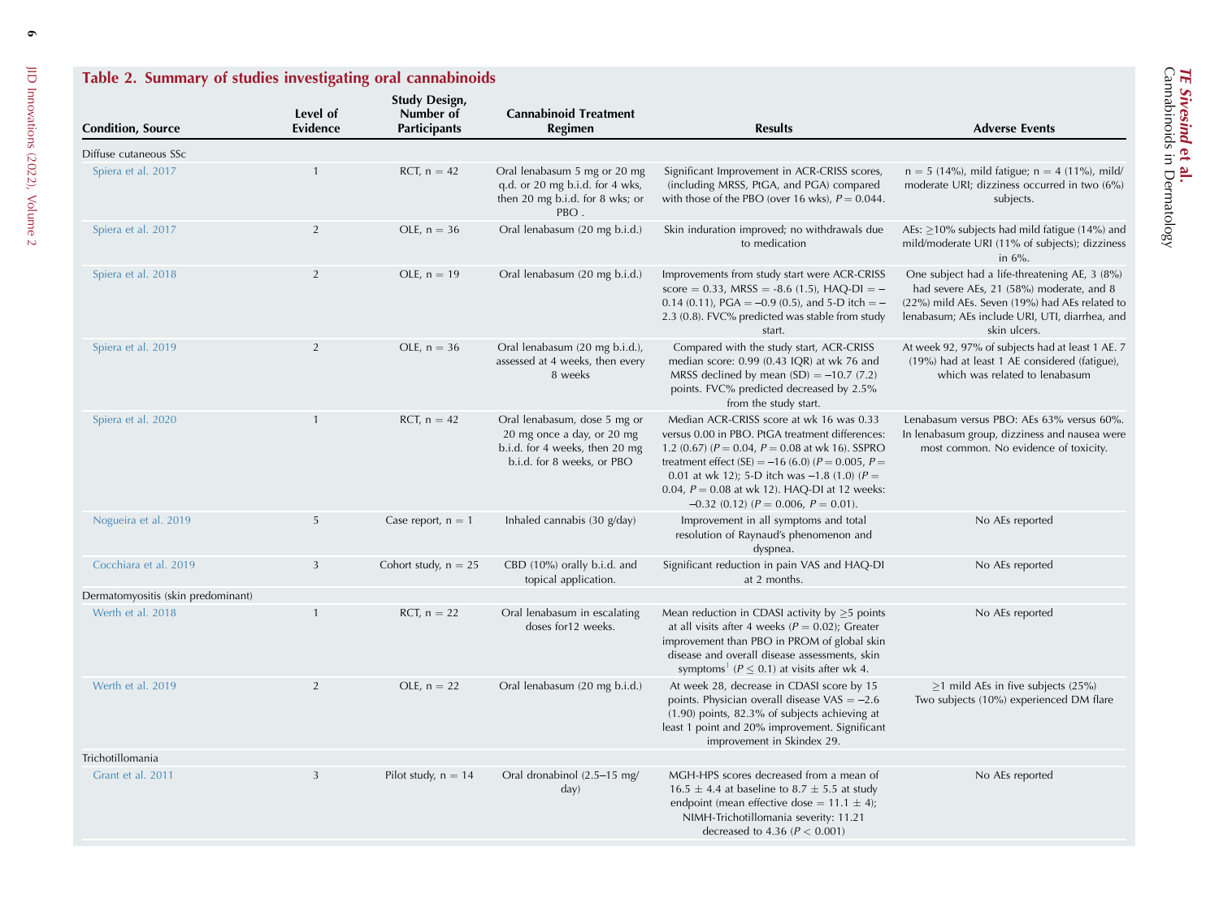## Table 2. Summary of studies investigating oral cannabinoids

| Condition, Source | Level of Evidence | Study Design, Number of Participants | Cannabinoid Treatment Regimen | Results | Adverse Events |
|---|---|---|---|---|---|
| Diffuse cutaneous SSc | | | | | |
| Spiera et al. 2017 | 1 | RCT, n = 42 | Oral lenabasum 5 mg or 20 mg q.d. or 20 mg b.i.d. for 4 wks, then 20 mg b.i.d. for 8 wks; or PBO . | Significant Improvement in ACR-CRISS scores, (including MRSS, PtGA, and PGA) compared with those of the PBO (over 16 wks), $P = 0.044$. | n = 5 (14%), mild fatigue; n = 4 (11%), mild/moderate URI; dizziness occurred in two (6%) subjects. |
| Spiera et al. 2017 | 2 | OLE, n = 36 | Oral lenabasum (20 mg b.i.d.) | Skin induration improved; no withdrawals due to medication | AEs: ≥10% subjects had mild fatigue (14%) and mild/moderate URI (11% of subjects); dizziness in 6%. |
| Spiera et al. 2018 | 2 | OLE, n = 19 | Oral lenabasum (20 mg b.i.d.) | Improvements from study start were ACR-CRISS score = 0.33, MRSS = -8.6 (1.5), HAQ-DI = −0.14 (0.11), PGA = −0.9 (0.5), and 5-D itch = −2.3 (0.8). FVC% predicted was stable from study start. | One subject had a life-threatening AE, 3 (8%) had severe AEs, 21 (58%) moderate, and 8 (22%) mild AEs. Seven (19%) had AEs related to lenabasum; AEs include URI, UTI, diarrhea, and skin ulcers. |
| Spiera et al. 2019 | 2 | OLE, n = 36 | Oral lenabasum (20 mg b.i.d.), assessed at 4 weeks, then every 8 weeks | Compared with the study start, ACR-CRISS median score: 0.99 (0.43 IQR) at wk 76 and MRSS declined by mean (SD) = −10.7 (7.2) points. FVC% predicted decreased by 2.5% from the study start. | At week 92, 97% of subjects had at least 1 AE. 7 (19%) had at least 1 AE considered (fatigue), which was related to lenabasum |
| Spiera et al. 2020 | 1 | RCT, n = 42 | Oral lenabasum, dose 5 mg or 20 mg once a day, or 20 mg b.i.d. for 4 weeks, then 20 mg b.i.d. for 8 weeks, or PBO | Median ACR-CRISS score at wk 16 was 0.33 versus 0.00 in PBO. PtGA treatment differences: 1.2 (0.67) ($P = 0.04$, $P = 0.08$ at wk 16). SSPRO treatment effect (SE) = −16 (6.0) ($P = 0.005$, $P = 0.01$ at wk 12); 5-D itch was −1.8 (1.0) ($P = 0.04$, $P = 0.08$ at wk 12). HAQ-DI at 12 weeks: −0.32 (0.12) ($P = 0.006$, $P = 0.01$). | Lenabasum versus PBO: AEs 63% versus 60%. In lenabasum group, dizziness and nausea were most common. No evidence of toxicity. |
| Nogueira et al. 2019 | 5 | Case report, n = 1 | Inhaled cannabis (30 g/day) | Improvement in all symptoms and total resolution of Raynaud's phenomenon and dyspnea. | No AEs reported |
| Cocchiara et al. 2019 | 3 | Cohort study, n = 25 | CBD (10%) orally b.i.d. and topical application. | Significant reduction in pain VAS and HAQ-DI at 2 months. | No AEs reported |
| Dermatomyositis (skin predominant) | | | | | |
| Werth et al. 2018 | 1 | RCT, n = 22 | Oral lenabasum in escalating doses for12 weeks. | Mean reduction in CDASI activity by ≥5 points at all visits after 4 weeks ($P = 0.02$); Greater improvement than PBO in PROM of global skin disease and overall disease assessments, skin symptoms[1] ($P \leq 0.1$) at visits after wk 4. | No AEs reported |
| Werth et al. 2019 | 2 | OLE, n = 22 | Oral lenabasum (20 mg b.i.d.) | At week 28, decrease in CDASI score by 15 points. Physician overall disease VAS = −2.6 (1.90) points, 82.3% of subjects achieving at least 1 point and 20% improvement. Significant improvement in Skindex 29. | ≥1 mild AEs in five subjects (25%) Two subjects (10%) experienced DM flare |
| Trichotillomania | | | | | |
| Grant et al. 2011 | 3 | Pilot study, n = 14 | Oral dronabinol (2.5–15 mg/day) | MGH-HPS scores decreased from a mean of 16.5 ± 4.4 at baseline to 8.7 ± 5.5 at study endpoint (mean effective dose = 11.1 ± 4); NIMH-Trichotillomania severity: 11.21 decreased to 4.36 ($P < 0.001$) | No AEs reported |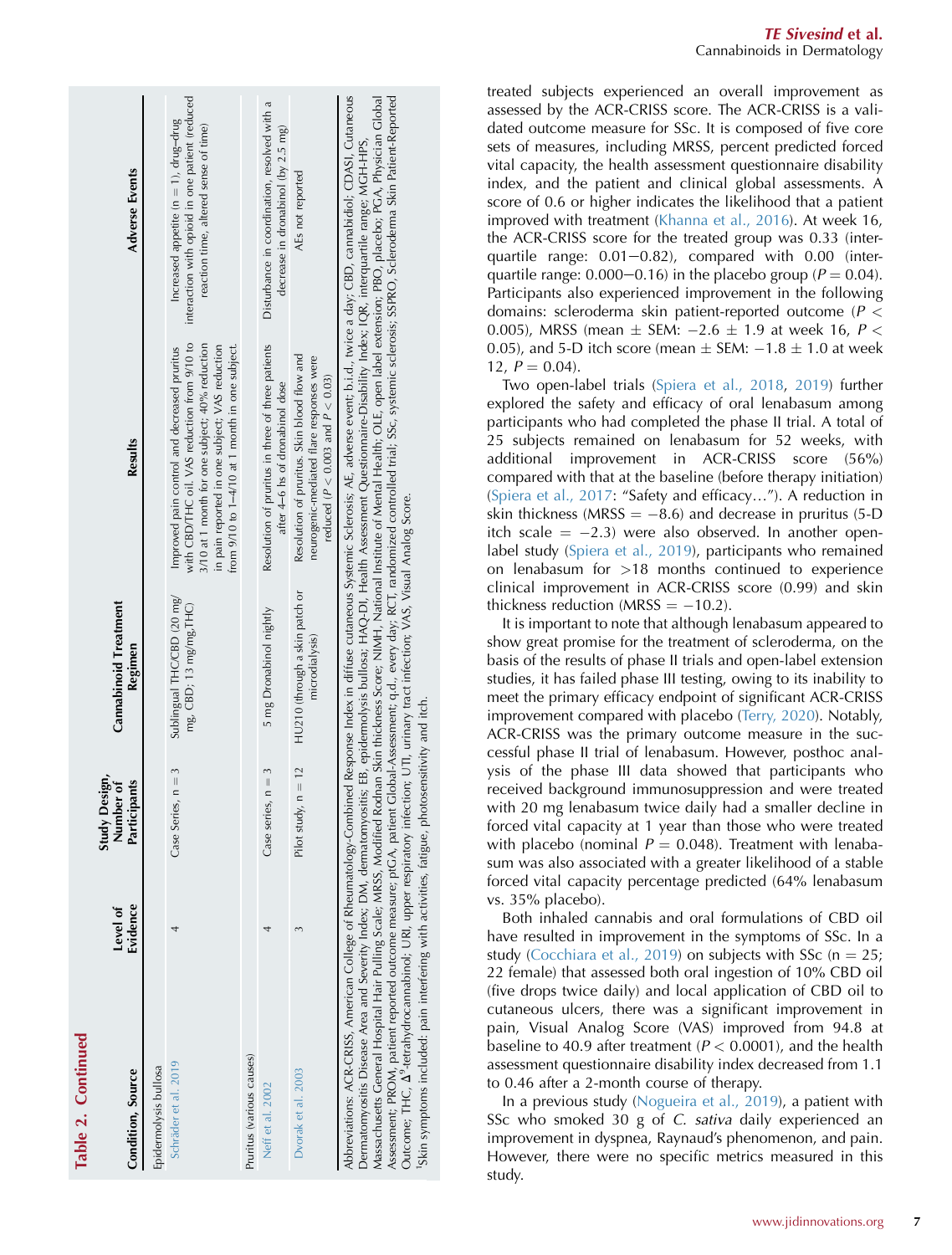**Table 2. Continued**

| Condition, Source | Level of Evidence | Study Design, Number of Participants | Cannabinoid Treatment Regimen | Results | Adverse Events |
|---|---|---|---|---|---|
| Epidermolysis bullosa | | | | | |
| Schräder et al. 2019 | 4 | Case Series, n = 3 | Sublingual THC/CBD (20 mg/mg, CBD; 13 mg/mg,THC) | Improved pain control and decreased pruritus with CBD/THC oil. VAS reduction from 9/10 to 3/10 at 1 month for one subject; 40% reduction in pain reported in one subject; VAS reduction from 9/10 to 1–4/10 at 1 month in one subject. | Increased appetite (n = 1), drug–drug interaction with opioid in one patient (reduced reaction time, altered sense of time) |
| Pruritus (various causes) | | | | | |
| Neff et al. 2002 | 4 | Case series, n = 3 | 5 mg Dronabinol nightly | Resolution of pruritus in three of three patients after 4–6 hs of dronabinol dose | Disturbance in coordination, resolved with a decrease in dronabinol (by 2.5 mg) |
| Dvorak et al. 2003 | 3 | Pilot study, n = 12 | HU210 (through a skin patch or microdialysis) | Resolution of pruritus. Skin blood flow and neurogenic-mediated flare responses were reduced ($P < 0.003$ and $P < 0.03$) | AEs not reported |

Abbreviations: ACR-CRISS, American College of Rheumatology-Combined Response Index in diffuse cutaneous Systemic Sclerosis; AE, adverse event; b.i.d., twice a day; CBD, cannabidiol; CDASI, Cutaneous Dermatomyositis Disease Area and Severity Index; DM, dermatomyositis; EB, epidermolysis bullosa; HAQ-DI, Health Assessment Questionnaire-Disability Index; IQR, interquartile range; MGH-HPS, Massachusetts General Hospital Hair Pulling Scale; MRSS, Modified Rodnan Skin thickness Score; NIMH, National Institute of Mental Health; OLE, open label extension; PBO, placebo; PGA, Physician Global Assessment; PROM, patient reported outcome measure; ptGA, patient Global-Assessment; q.d., every day; RCT, randomized controlled trial; SSc, systemic sclerosis; SSPRO, Scleroderma Skin Patient-Reported Outcome; THC, $\Delta^9$-tetrahydrocannabinol; URI, upper respiratory infection; UTI, urinary tract infection; VAS, Visual Analog Score.

[1]Skin symptoms included: pain interfering with activities, fatigue, photosensitivity and itch.

treated subjects experienced an overall improvement as assessed by the ACR-CRISS score. The ACR-CRISS is a validated outcome measure for SSc. It is composed of five core sets of measures, including MRSS, percent predicted forced vital capacity, the health assessment questionnaire disability index, and the patient and clinical global assessments. A score of 0.6 or higher indicates the likelihood that a patient improved with treatment (Khanna et al., 2016). At week 16, the ACR-CRISS score for the treated group was 0.33 (interquartile range: 0.01−0.82), compared with 0.00 (interquartile range: 0.000−0.16) in the placebo group ($P = 0.04$). Participants also experienced improvement in the following domains: scleroderma skin patient-reported outcome ($P < 0.005$), MRSS (mean ± SEM: −2.6 ± 1.9 at week 16, $P < 0.05$), and 5-D itch score (mean ± SEM: −1.8 ± 1.0 at week 12, $P = 0.04$).

Two open-label trials (Spiera et al., 2018, 2019) further explored the safety and efficacy of oral lenabasum among participants who had completed the phase II trial. A total of 25 subjects remained on lenabasum for 52 weeks, with additional improvement in ACR-CRISS score (56%) compared with that at the baseline (before therapy initiation) (Spiera et al., 2017: "Safety and efficacy…"). A reduction in skin thickness (MRSS = −8.6) and decrease in pruritus (5-D itch scale = −2.3) were also observed. In another open-label study (Spiera et al., 2019), participants who remained on lenabasum for >18 months continued to experience clinical improvement in ACR-CRISS score (0.99) and skin thickness reduction (MRSS = −10.2).

It is important to note that although lenabasum appeared to show great promise for the treatment of scleroderma, on the basis of the results of phase II trials and open-label extension studies, it has failed phase III testing, owing to its inability to meet the primary efficacy endpoint of significant ACR-CRISS improvement compared with placebo (Terry, 2020). Notably, ACR-CRISS was the primary outcome measure in the successful phase II trial of lenabasum. However, posthoc analysis of the phase III data showed that participants who received background immunosuppression and were treated with 20 mg lenabasum twice daily had a smaller decline in forced vital capacity at 1 year than those who were treated with placebo (nominal $P = 0.048$). Treatment with lenabasum was also associated with a greater likelihood of a stable forced vital capacity percentage predicted (64% lenabasum vs. 35% placebo).

Both inhaled cannabis and oral formulations of CBD oil have resulted in improvement in the symptoms of SSc. In a study (Cocchiara et al., 2019) on subjects with SSc (n = 25; 22 female) that assessed both oral ingestion of 10% CBD oil (five drops twice daily) and local application of CBD oil to cutaneous ulcers, there was a significant improvement in pain, Visual Analog Score (VAS) improved from 94.8 at baseline to 40.9 after treatment ($P < 0.0001$), and the health assessment questionnaire disability index decreased from 1.1 to 0.46 after a 2-month course of therapy.

In a previous study (Nogueira et al., 2019), a patient with SSc who smoked 30 g of *C. sativa* daily experienced an improvement in dyspnea, Raynaud's phenomenon, and pain. However, there were no specific metrics measured in this study.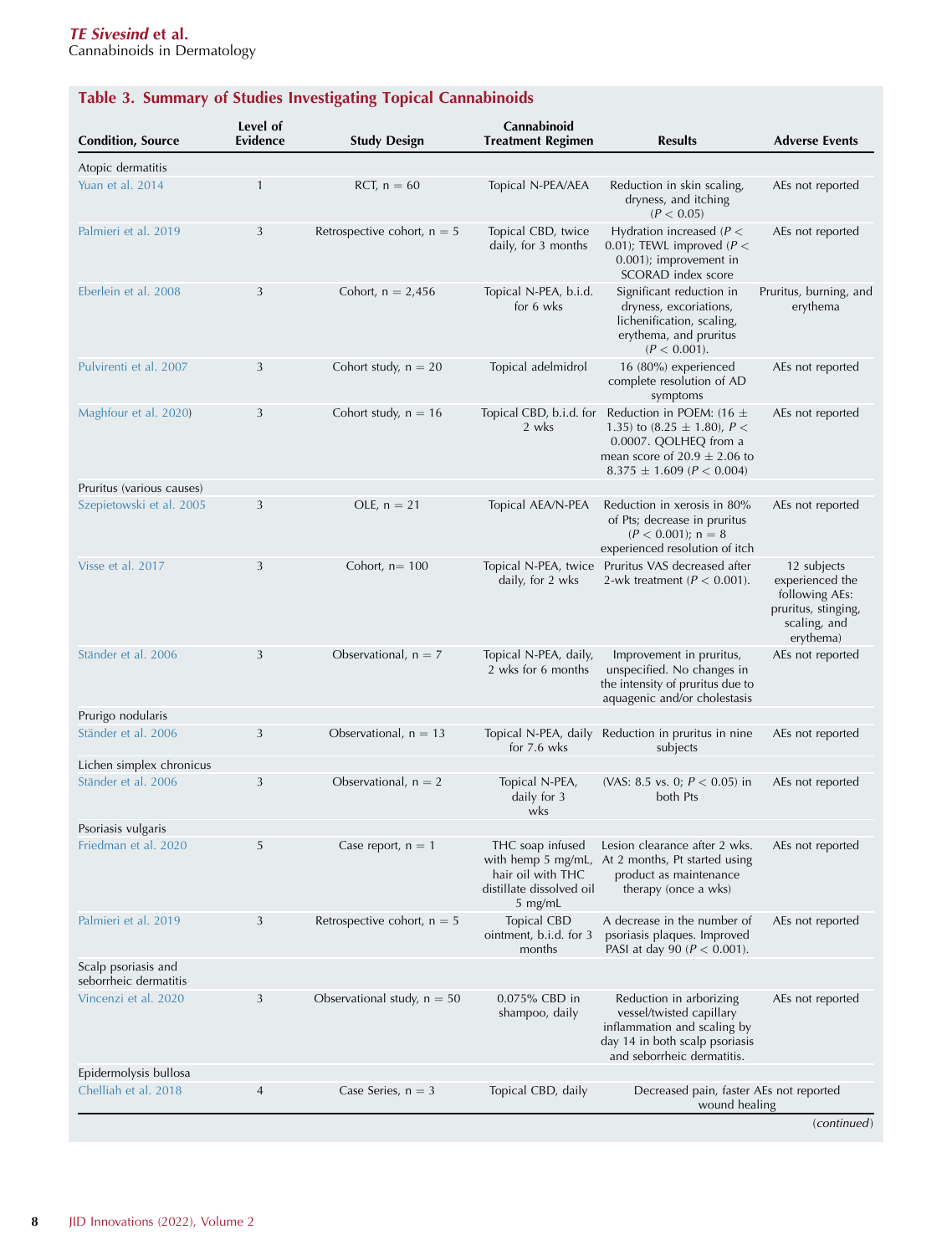## Table 3. Summary of Studies Investigating Topical Cannabinoids

| Condition, Source | Level of Evidence | Study Design | Cannabinoid Treatment Regimen | Results | Adverse Events |
|---|---|---|---|---|---|
| Atopic dermatitis | | | | | |
| Yuan et al. 2014 | 1 | RCT, n = 60 | Topical N-PEA/AEA | Reduction in skin scaling, dryness, and itching ($P < 0.05$) | AEs not reported |
| Palmieri et al. 2019 | 3 | Retrospective cohort, n = 5 | Topical CBD, twice daily, for 3 months | Hydration increased ($P < 0.01$); TEWL improved ($P < 0.001$); improvement in SCORAD index score | AEs not reported |
| Eberlein et al. 2008 | 3 | Cohort, n = 2,456 | Topical N-PEA, b.i.d. for 6 wks | Significant reduction in dryness, excoriations, lichenification, scaling, erythema, and pruritus ($P < 0.001$). | Pruritus, burning, and erythema |
| Pulvirenti et al. 2007 | 3 | Cohort study, n = 20 | Topical adelmidrol | 16 (80%) experienced complete resolution of AD symptoms | AEs not reported |
| Maghfour et al. 2020) | 3 | Cohort study, n = 16 | Topical CBD, b.i.d. for 2 wks | Reduction in POEM: (16 ± 1.35) to (8.25 ± 1.80), $P < 0.0007$. QOLHEQ from a mean score of 20.9 ± 2.06 to 8.375 ± 1.609 ($P < 0.004$) | AEs not reported |
| Pruritus (various causes) | | | | | |
| Szepietowski et al. 2005 | 3 | OLE, n = 21 | Topical AEA/N-PEA | Reduction in xerosis in 80% of Pts; decrease in pruritus ($P < 0.001$); n = 8 experienced resolution of itch | AEs not reported |
| Visse et al. 2017 | 3 | Cohort, n= 100 | Topical N-PEA, twice daily, for 2 wks | Pruritus VAS decreased after 2-wk treatment ($P < 0.001$). | 12 subjects experienced the following AEs: pruritus, stinging, scaling, and erythema) |
| Ständer et al. 2006 | 3 | Observational, n = 7 | Topical N-PEA, daily, 2 wks for 6 months | Improvement in pruritus, unspecified. No changes in the intensity of pruritus due to aquagenic and/or cholestasis | AEs not reported |
| Prurigo nodularis | | | | | |
| Ständer et al. 2006 | 3 | Observational, n = 13 | Topical N-PEA, daily for 7.6 wks | Reduction in pruritus in nine subjects | AEs not reported |
| Lichen simplex chronicus | | | | | |
| Ständer et al. 2006 | 3 | Observational, n = 2 | Topical N-PEA, daily for 3 wks | (VAS: 8.5 vs. 0; $P < 0.05$) in both Pts | AEs not reported |
| Psoriasis vulgaris | | | | | |
| Friedman et al. 2020 | 5 | Case report, n = 1 | THC soap infused with hemp 5 mg/mL, hair oil with THC distillate dissolved oil 5 mg/mL | Lesion clearance after 2 wks. At 2 months, Pt started using product as maintenance therapy (once a wks) | AEs not reported |
| Palmieri et al. 2019 | 3 | Retrospective cohort, n = 5 | Topical CBD ointment, b.i.d. for 3 months | A decrease in the number of psoriasis plaques. Improved PASI at day 90 ($P < 0.001$). | AEs not reported |
| Scalp psoriasis and seborrheic dermatitis | | | | | |
| Vincenzi et al. 2020 | 3 | Observational study, n = 50 | 0.075% CBD in shampoo, daily | Reduction in arborizing vessel/twisted capillary inflammation and scaling by day 14 in both scalp psoriasis and seborrheic dermatitis. | AEs not reported |
| Epidermolysis bullosa | | | | | |
| Chelliah et al. 2018 | 4 | Case Series, n = 3 | Topical CBD, daily | Decreased pain, faster wound healing | AEs not reported |

(*continued*)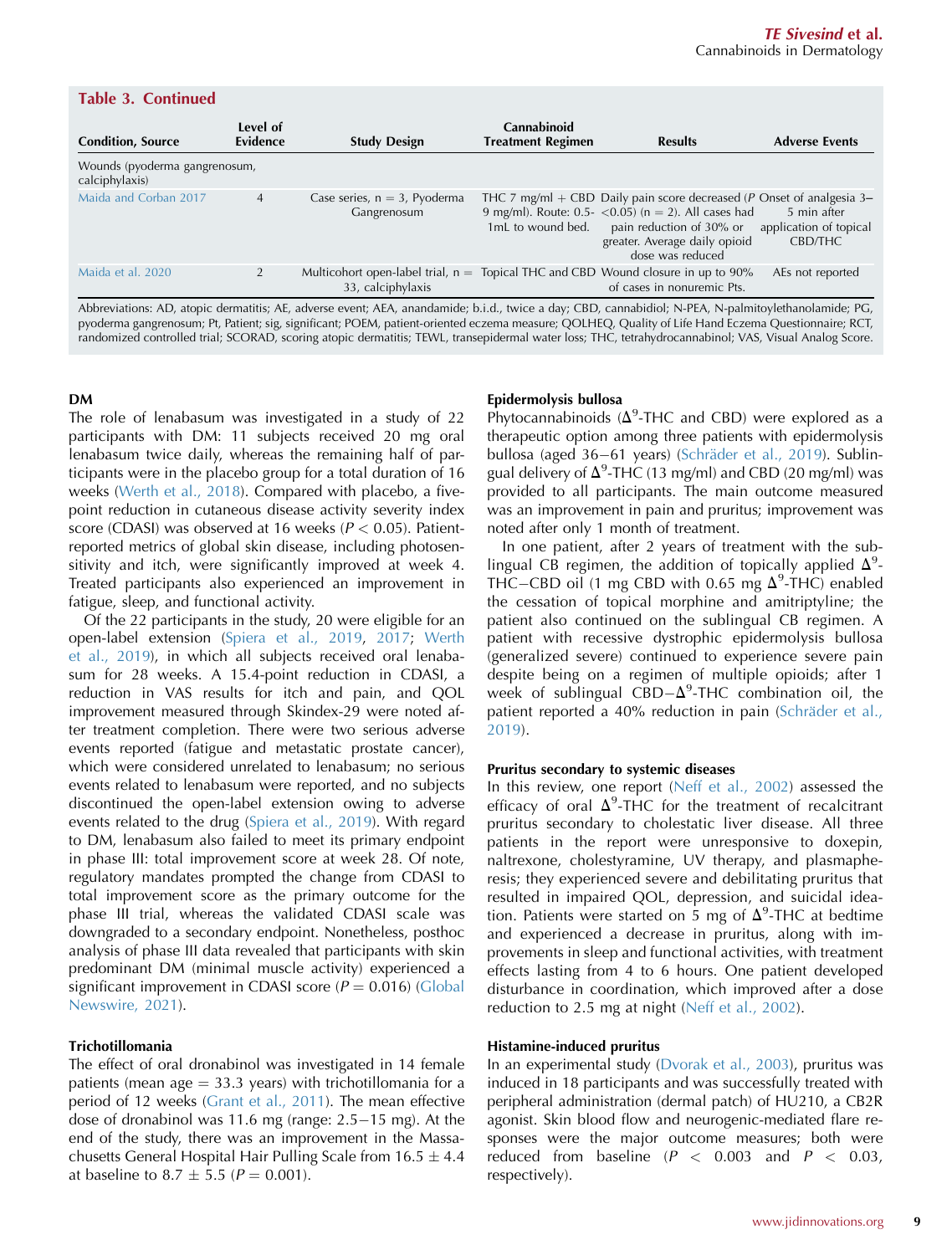**Table 3. Continued**

| Condition, Source | Level of Evidence | Study Design | Cannabinoid Treatment Regimen | Results | Adverse Events |
|---|---|---|---|---|---|
| Wounds (pyoderma gangrenosum, calciphylaxis) | | | | | |
| Maida and Corban 2017 | 4 | Case series, n = 3, Pyoderma Gangrenosum | THC 7 mg/ml + CBD 9 mg/ml). Route: 0.5-1mL to wound bed. | Daily pain score decreased ($P < 0.05$) (n = 2). All cases had pain reduction of 30% or greater. Average daily opioid dose was reduced | Onset of analgesia 3–5 min after application of topical CBD/THC |
| Maida et al. 2020 | 2 | Multicohort open-label trial, n = 33, calciphylaxis | Topical THC and CBD | Wound closure in up to 90% of cases in nonuremic Pts. | AEs not reported |

Abbreviations: AD, atopic dermatitis; AE, adverse event; AEA, anandamide; b.i.d., twice a day; CBD, cannabidiol; N-PEA, N-palmitoylethanolamide; PG, pyoderma gangrenosum; Pt, Patient; sig, significant; POEM, patient-oriented eczema measure; QOLHEQ, Quality of Life Hand Eczema Questionnaire; RCT, randomized controlled trial; SCORAD, scoring atopic dermatitis; TEWL, transepidermal water loss; THC, tetrahydrocannabinol; VAS, Visual Analog Score.

**DM**

The role of lenabasum was investigated in a study of 22 participants with DM: 11 subjects received 20 mg oral lenabasum twice daily, whereas the remaining half of participants were in the placebo group for a total duration of 16 weeks (Werth et al., 2018). Compared with placebo, a five-point reduction in cutaneous disease activity severity index score (CDASI) was observed at 16 weeks ($P < 0.05$). Patient-reported metrics of global skin disease, including photosensitivity and itch, were significantly improved at week 4. Treated participants also experienced an improvement in fatigue, sleep, and functional activity.

Of the 22 participants in the study, 20 were eligible for an open-label extension (Spiera et al., 2019, 2017; Werth et al., 2019), in which all subjects received oral lenabasum for 28 weeks. A 15.4-point reduction in CDASI, a reduction in VAS results for itch and pain, and QOL improvement measured through Skindex-29 were noted after treatment completion. There were two serious adverse events reported (fatigue and metastatic prostate cancer), which were considered unrelated to lenabasum; no serious events related to lenabasum were reported, and no subjects discontinued the open-label extension owing to adverse events related to the drug (Spiera et al., 2019). With regard to DM, lenabasum also failed to meet its primary endpoint in phase III: total improvement score at week 28. Of note, regulatory mandates prompted the change from CDASI to total improvement score as the primary outcome for the phase III trial, whereas the validated CDASI scale was downgraded to a secondary endpoint. Nonetheless, posthoc analysis of phase III data revealed that participants with skin predominant DM (minimal muscle activity) experienced a significant improvement in CDASI score ($P = 0.016$) (Global Newswire, 2021).

**Trichotillomania**

The effect of oral dronabinol was investigated in 14 female patients (mean age = 33.3 years) with trichotillomania for a period of 12 weeks (Grant et al., 2011). The mean effective dose of dronabinol was 11.6 mg (range: 2.5−15 mg). At the end of the study, there was an improvement in the Massachusetts General Hospital Hair Pulling Scale from 16.5 ± 4.4 at baseline to 8.7 ± 5.5 ($P = 0.001$).

**Epidermolysis bullosa**

Phytocannabinoids ($\Delta^9$-THC and CBD) were explored as a therapeutic option among three patients with epidermolysis bullosa (aged 36−61 years) (Schräder et al., 2019). Sublingual delivery of $\Delta^9$-THC (13 mg/ml) and CBD (20 mg/ml) was provided to all participants. The main outcome measured was an improvement in pain and pruritus; improvement was noted after only 1 month of treatment.

In one patient, after 2 years of treatment with the sublingual CB regimen, the addition of topically applied $\Delta^9$-THC−CBD oil (1 mg CBD with 0.65 mg $\Delta^9$-THC) enabled the cessation of topical morphine and amitriptyline; the patient also continued on the sublingual CB regimen. A patient with recessive dystrophic epidermolysis bullosa (generalized severe) continued to experience severe pain despite being on a regimen of multiple opioids; after 1 week of sublingual CBD−$\Delta^9$-THC combination oil, the patient reported a 40% reduction in pain (Schräder et al., 2019).

**Pruritus secondary to systemic diseases**

In this review, one report (Neff et al., 2002) assessed the efficacy of oral $\Delta^9$-THC for the treatment of recalcitrant pruritus secondary to cholestatic liver disease. All three patients in the report were unresponsive to doxepin, naltrexone, cholestyramine, UV therapy, and plasmapheresis; they experienced severe and debilitating pruritus that resulted in impaired QOL, depression, and suicidal ideation. Patients were started on 5 mg of $\Delta^9$-THC at bedtime and experienced a decrease in pruritus, along with improvements in sleep and functional activities, with treatment effects lasting from 4 to 6 hours. One patient developed disturbance in coordination, which improved after a dose reduction to 2.5 mg at night (Neff et al., 2002).

**Histamine-induced pruritus**

In an experimental study (Dvorak et al., 2003), pruritus was induced in 18 participants and was successfully treated with peripheral administration (dermal patch) of HU210, a CB2R agonist. Skin blood flow and neurogenic-mediated flare responses were the major outcome measures; both were reduced from baseline ($P < 0.003$ and $P < 0.03$, respectively).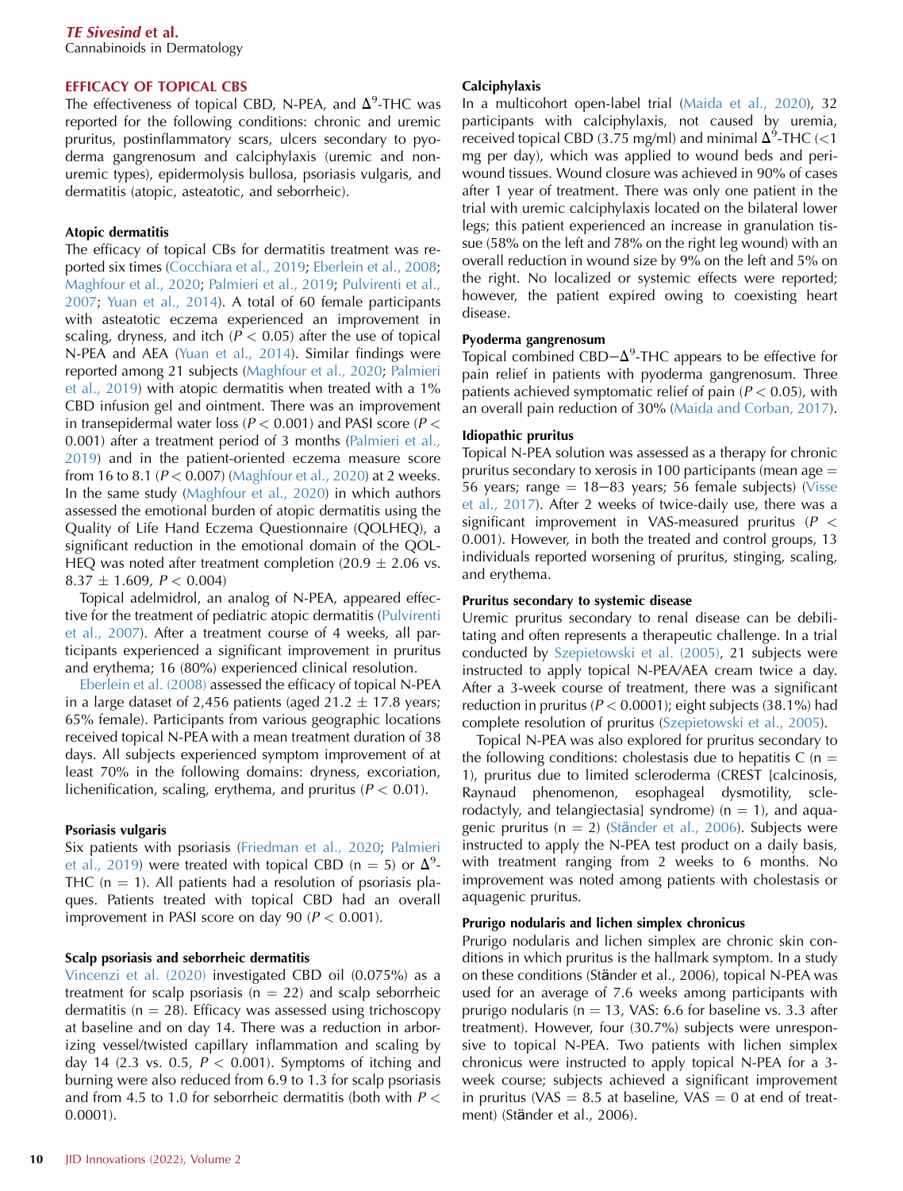## EFFICACY OF TOPICAL CBS

The effectiveness of topical CBD, N-PEA, and $\Delta^9$-THC was reported for the following conditions: chronic and uremic pruritus, postinflammatory scars, ulcers secondary to pyoderma gangrenosum and calciphylaxis (uremic and nonuremic types), epidermolysis bullosa, psoriasis vulgaris, and dermatitis (atopic, asteatotic, and seborrheic).

### Atopic dermatitis

The efficacy of topical CBs for dermatitis treatment was reported six times (Cocchiara et al., 2019; Eberlein et al., 2008; Maghfour et al., 2020; Palmieri et al., 2019; Pulvirenti et al., 2007; Yuan et al., 2014). A total of 60 female participants with asteatotic eczema experienced an improvement in scaling, dryness, and itch ($P < 0.05$) after the use of topical N-PEA and AEA (Yuan et al., 2014). Similar findings were reported among 21 subjects (Maghfour et al., 2020; Palmieri et al., 2019) with atopic dermatitis when treated with a 1% CBD infusion gel and ointment. There was an improvement in transepidermal water loss ($P < 0.001$) and PASI score ($P < 0.001$) after a treatment period of 3 months (Palmieri et al., 2019) and in the patient-oriented eczema measure score from 16 to 8.1 ($P < 0.007$) (Maghfour et al., 2020) at 2 weeks. In the same study (Maghfour et al., 2020) in which authors assessed the emotional burden of atopic dermatitis using the Quality of Life Hand Eczema Questionnaire (QOLHEQ), a significant reduction in the emotional domain of the QOLHEQ was noted after treatment completion ($20.9 \pm 2.06$ vs. $8.37 \pm 1.609$, $P < 0.004$)

Topical adelmidrol, an analog of N-PEA, appeared effective for the treatment of pediatric atopic dermatitis (Pulvirenti et al., 2007). After a treatment course of 4 weeks, all participants experienced a significant improvement in pruritus and erythema; 16 (80%) experienced clinical resolution.

Eberlein et al. (2008) assessed the efficacy of topical N-PEA in a large dataset of 2,456 patients (aged $21.2 \pm 17.8$ years; 65% female). Participants from various geographic locations received topical N-PEA with a mean treatment duration of 38 days. All subjects experienced symptom improvement of at least 70% in the following domains: dryness, excoriation, lichenification, scaling, erythema, and pruritus ($P < 0.01$).

### Psoriasis vulgaris

Six patients with psoriasis (Friedman et al., 2020; Palmieri et al., 2019) were treated with topical CBD (n = 5) or $\Delta^9$-THC (n = 1). All patients had a resolution of psoriasis plaques. Patients treated with topical CBD had an overall improvement in PASI score on day 90 ($P < 0.001$).

### Scalp psoriasis and seborrheic dermatitis

Vincenzi et al. (2020) investigated CBD oil (0.075%) as a treatment for scalp psoriasis (n = 22) and scalp seborrheic dermatitis (n = 28). Efficacy was assessed using trichoscopy at baseline and on day 14. There was a reduction in arborizing vessel/twisted capillary inflammation and scaling by day 14 (2.3 vs. 0.5, $P < 0.001$). Symptoms of itching and burning were also reduced from 6.9 to 1.3 for scalp psoriasis and from 4.5 to 1.0 for seborrheic dermatitis (both with $P < 0.0001$).

### Calciphylaxis

In a multicohort open-label trial (Maida et al., 2020), 32 participants with calciphylaxis, not caused by uremia, received topical CBD (3.75 mg/ml) and minimal $\Delta^9$-THC (<1 mg per day), which was applied to wound beds and periwound tissues. Wound closure was achieved in 90% of cases after 1 year of treatment. There was only one patient in the trial with uremic calciphylaxis located on the bilateral lower legs; this patient experienced an increase in granulation tissue (58% on the left and 78% on the right leg wound) with an overall reduction in wound size by 9% on the left and 5% on the right. No localized or systemic effects were reported; however, the patient expired owing to coexisting heart disease.

### Pyoderma gangrenosum

Topical combined CBD−$\Delta^9$-THC appears to be effective for pain relief in patients with pyoderma gangrenosum. Three patients achieved symptomatic relief of pain ($P < 0.05$), with an overall pain reduction of 30% (Maida and Corban, 2017).

### Idiopathic pruritus

Topical N-PEA solution was assessed as a therapy for chronic pruritus secondary to xerosis in 100 participants (mean age = 56 years; range = 18−83 years; 56 female subjects) (Visse et al., 2017). After 2 weeks of twice-daily use, there was a significant improvement in VAS-measured pruritus ($P < 0.001$). However, in both the treated and control groups, 13 individuals reported worsening of pruritus, stinging, scaling, and erythema.

### Pruritus secondary to systemic disease

Uremic pruritus secondary to renal disease can be debilitating and often represents a therapeutic challenge. In a trial conducted by Szepietowski et al. (2005), 21 subjects were instructed to apply topical N-PEA/AEA cream twice a day. After a 3-week course of treatment, there was a significant reduction in pruritus ($P < 0.0001$); eight subjects (38.1%) had complete resolution of pruritus (Szepietowski et al., 2005).

Topical N-PEA was also explored for pruritus secondary to the following conditions: cholestasis due to hepatitis C (n = 1), pruritus due to limited scleroderma (CREST [calcinosis, Raynaud phenomenon, esophageal dysmotility, sclerodactyly, and telangiectasia] syndrome) (n = 1), and aquagenic pruritus (n = 2) (Ständer et al., 2006). Subjects were instructed to apply the N-PEA test product on a daily basis, with treatment ranging from 2 weeks to 6 months. No improvement was noted among patients with cholestasis or aquagenic pruritus.

### Prurigo nodularis and lichen simplex chronicus

Prurigo nodularis and lichen simplex are chronic skin conditions in which pruritus is the hallmark symptom. In a study on these conditions (Ständer et al., 2006), topical N-PEA was used for an average of 7.6 weeks among participants with prurigo nodularis (n = 13, VAS: 6.6 for baseline vs. 3.3 after treatment). However, four (30.7%) subjects were unresponsive to topical N-PEA. Two patients with lichen simplex chronicus were instructed to apply topical N-PEA for a 3-week course; subjects achieved a significant improvement in pruritus (VAS = 8.5 at baseline, VAS = 0 at end of treatment) (Ständer et al., 2006).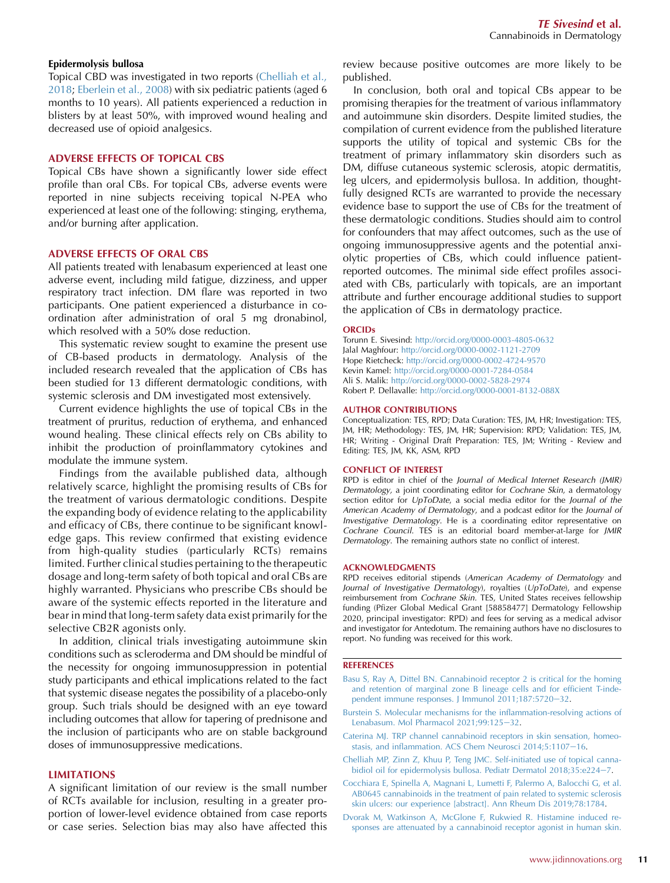#### Epidermolysis bullosa

Topical CBD was investigated in two reports (Chelliah et al., 2018; Eberlein et al., 2008) with six pediatric patients (aged 6 months to 10 years). All patients experienced a reduction in blisters by at least 50%, with improved wound healing and decreased use of opioid analgesics.

### ADVERSE EFFECTS OF TOPICAL CBS

Topical CBs have shown a significantly lower side effect profile than oral CBs. For topical CBs, adverse events were reported in nine subjects receiving topical N-PEA who experienced at least one of the following: stinging, erythema, and/or burning after application.

### ADVERSE EFFECTS OF ORAL CBS

All patients treated with lenabasum experienced at least one adverse event, including mild fatigue, dizziness, and upper respiratory tract infection. DM flare was reported in two participants. One patient experienced a disturbance in coordination after administration of oral 5 mg dronabinol, which resolved with a 50% dose reduction.

This systematic review sought to examine the present use of CB-based products in dermatology. Analysis of the included research revealed that the application of CBs has been studied for 13 different dermatologic conditions, with systemic sclerosis and DM investigated most extensively.

Current evidence highlights the use of topical CBs in the treatment of pruritus, reduction of erythema, and enhanced wound healing. These clinical effects rely on CBs ability to inhibit the production of proinflammatory cytokines and modulate the immune system.

Findings from the available published data, although relatively scarce, highlight the promising results of CBs for the treatment of various dermatologic conditions. Despite the expanding body of evidence relating to the applicability and efficacy of CBs, there continue to be significant knowledge gaps. This review confirmed that existing evidence from high-quality studies (particularly RCTs) remains limited. Further clinical studies pertaining to the therapeutic dosage and long-term safety of both topical and oral CBs are highly warranted. Physicians who prescribe CBs should be aware of the systemic effects reported in the literature and bear in mind that long-term safety data exist primarily for the selective CB2R agonists only.

In addition, clinical trials investigating autoimmune skin conditions such as scleroderma and DM should be mindful of the necessity for ongoing immunosuppression in potential study participants and ethical implications related to the fact that systemic disease negates the possibility of a placebo-only group. Such trials should be designed with an eye toward including outcomes that allow for tapering of prednisone and the inclusion of participants who are on stable background doses of immunosuppressive medications.

### LIMITATIONS

A significant limitation of our review is the small number of RCTs available for inclusion, resulting in a greater proportion of lower-level evidence obtained from case reports or case series. Selection bias may also have affected this review because positive outcomes are more likely to be published.

In conclusion, both oral and topical CBs appear to be promising therapies for the treatment of various inflammatory and autoimmune skin disorders. Despite limited studies, the compilation of current evidence from the published literature supports the utility of topical and systemic CBs for the treatment of primary inflammatory skin disorders such as DM, diffuse cutaneous systemic sclerosis, atopic dermatitis, leg ulcers, and epidermolysis bullosa. In addition, thoughtfully designed RCTs are warranted to provide the necessary evidence base to support the use of CBs for the treatment of these dermatologic conditions. Studies should aim to control for confounders that may affect outcomes, such as the use of ongoing immunosuppressive agents and the potential anxiolytic properties of CBs, which could influence patient-reported outcomes. The minimal side effect profiles associated with CBs, particularly with topicals, are an important attribute and further encourage additional studies to support the application of CBs in dermatology practice.

### ORCIDs

Torunn E. Sivesind: http://orcid.org/0000-0003-4805-0632
Jalal Maghfour: http://orcid.org/0000-0002-1121-2709
Hope Rietcheck: http://orcid.org/0000-0002-4724-9570
Kevin Kamel: http://orcid.org/0000-0001-7284-0584
Ali S. Malik: http://orcid.org/0000-0002-5828-2974
Robert P. Dellavalle: http://orcid.org/0000-0001-8132-088X

### AUTHOR CONTRIBUTIONS

Conceptualization: TES, RPD; Data Curation: TES, JM, HR; Investigation: TES, JM, HR; Methodology: TES, JM, HR; Supervision: RPD; Validation: TES, JM, HR; Writing - Original Draft Preparation: TES, JM; Writing - Review and Editing: TES, JM, KK, ASM, RPD

### CONFLICT OF INTEREST

RPD is editor in chief of the *Journal of Medical Internet Research (JMIR) Dermatology*, a joint coordinating editor for *Cochrane Skin*, a dermatology section editor for *UpToDate*, a social media editor for the *Journal of the American Academy of Dermatology*, and a podcast editor for the *Journal of Investigative Dermatology*. He is a coordinating editor representative on *Cochrane Council*. TES is an editorial board member-at-large for *JMIR Dermatology*. The remaining authors state no conflict of interest.

### ACKNOWLEDGMENTS

RPD receives editorial stipends (*American Academy of Dermatology* and *Journal of Investigative Dermatology*), royalties (*UpToDate*), and expense reimbursement from *Cochrane Skin*. TES, United States receives fellowship funding (Pfizer Global Medical Grant [58858477] Dermatology Fellowship 2020, principal investigator: RPD) and fees for serving as a medical advisor and investigator for Antedotum. The remaining authors have no disclosures to report. No funding was received for this work.

### REFERENCES

Basu S, Ray A, Dittel BN. Cannabinoid receptor 2 is critical for the homing and retention of marginal zone B lineage cells and for efficient T-independent immune responses. J Immunol 2011;187:5720−32.

Burstein S. Molecular mechanisms for the inflammation-resolving actions of Lenabasum. Mol Pharmacol 2021;99:125−32.

Caterina MJ. TRP channel cannabinoid receptors in skin sensation, homeostasis, and inflammation. ACS Chem Neurosci 2014;5:1107−16.

Chelliah MP, Zinn Z, Khuu P, Teng JMC. Self-initiated use of topical cannabidiol oil for epidermolysis bullosa. Pediatr Dermatol 2018;35:e224−7.

Cocchiara E, Spinella A, Magnani L, Lumetti F, Palermo A, Balocchi G, et al. AB0645 cannabinoids in the treatment of pain related to systemic sclerosis skin ulcers: our experience [abstract]. Ann Rheum Dis 2019;78:1784.

Dvorak M, Watkinson A, McGlone F, Rukwied R. Histamine induced responses are attenuated by a cannabinoid receptor agonist in human skin.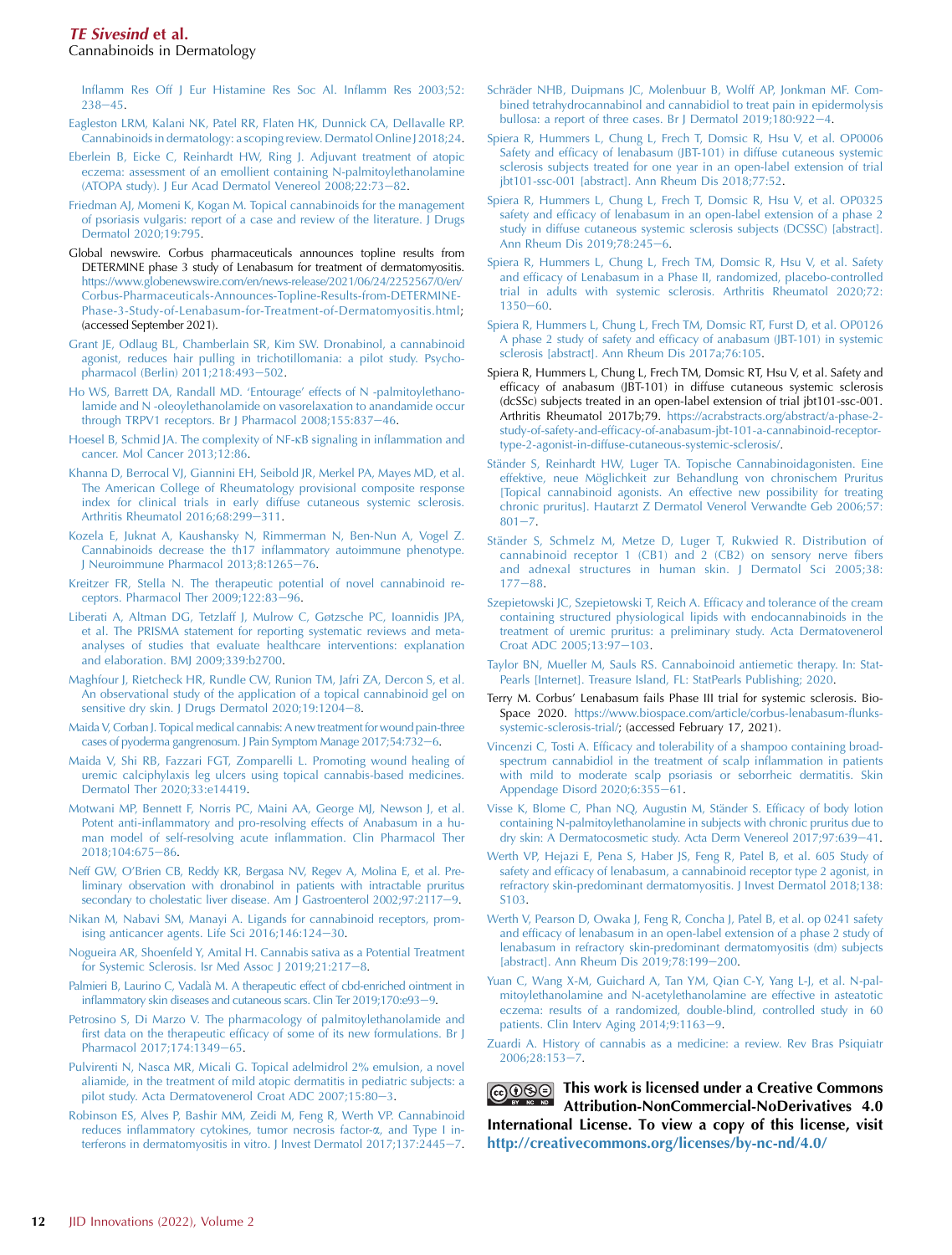Inflamm Res Off J Eur Histamine Res Soc Al. Inflamm Res 2003;52: 238–45.

Eagleston LRM, Kalani NK, Patel RR, Flaten HK, Dunnick CA, Dellavalle RP. Cannabinoids in dermatology: a scoping review. Dermatol Online J 2018;24.

Eberlein B, Eicke C, Reinhardt HW, Ring J. Adjuvant treatment of atopic eczema: assessment of an emollient containing N-palmitoylethanolamine (ATOPA study). J Eur Acad Dermatol Venereol 2008;22:73–82.

Friedman AJ, Momeni K, Kogan M. Topical cannabinoids for the management of psoriasis vulgaris: report of a case and review of the literature. J Drugs Dermatol 2020;19:795.

Global newswire. Corbus pharmaceuticals announces topline results from DETERMINE phase 3 study of Lenabasum for treatment of dermatomyositis. https://www.globenewswire.com/en/news-release/2021/06/24/2252567/0/en/Corbus-Pharmaceuticals-Announces-Topline-Results-from-DETERMINE-Phase-3-Study-of-Lenabasum-for-Treatment-of-Dermatomyositis.html; (accessed September 2021).

Grant JE, Odlaug BL, Chamberlain SR, Kim SW. Dronabinol, a cannabinoid agonist, reduces hair pulling in trichotillomania: a pilot study. Psychopharmacol (Berlin) 2011;218:493–502.

Ho WS, Barrett DA, Randall MD. 'Entourage' effects of N -palmitoylethanolamide and N -oleoylethanolamide on vasorelaxation to anandamide occur through TRPV1 receptors. Br J Pharmacol 2008;155:837–46.

Hoesel B, Schmid JA. The complexity of NF-κB signaling in inflammation and cancer. Mol Cancer 2013;12:86.

Khanna D, Berrocal VJ, Giannini EH, Seibold JR, Merkel PA, Mayes MD, et al. The American College of Rheumatology provisional composite response index for clinical trials in early diffuse cutaneous systemic sclerosis. Arthritis Rheumatol 2016;68:299–311.

Kozela E, Juknat A, Kaushansky N, Rimmerman N, Ben-Nun A, Vogel Z. Cannabinoids decrease the th17 inflammatory autoimmune phenotype. J Neuroimmune Pharmacol 2013;8:1265–76.

Kreitzer FR, Stella N. The therapeutic potential of novel cannabinoid receptors. Pharmacol Ther 2009;122:83–96.

Liberati A, Altman DG, Tetzlaff J, Mulrow C, Gøtzsche PC, Ioannidis JPA, et al. The PRISMA statement for reporting systematic reviews and meta-analyses of studies that evaluate healthcare interventions: explanation and elaboration. BMJ 2009;339:b2700.

Maghfour J, Rietcheck HR, Rundle CW, Runion TM, Jafri ZA, Dercon S, et al. An observational study of the application of a topical cannabinoid gel on sensitive dry skin. J Drugs Dermatol 2020;19:1204–8.

Maida V, Corban J. Topical medical cannabis: A new treatment for wound pain-three cases of pyoderma gangrenosum. J Pain Symptom Manage 2017;54:732–6.

Maida V, Shi RB, Fazzari FGT, Zomparelli L. Promoting wound healing of uremic calciphylaxis leg ulcers using topical cannabis-based medicines. Dermatol Ther 2020;33:e14419.

Motwani MP, Bennett F, Norris PC, Maini AA, George MJ, Newson J, et al. Potent anti-inflammatory and pro-resolving effects of Anabasum in a human model of self-resolving acute inflammation. Clin Pharmacol Ther 2018;104:675–86.

Neff GW, O'Brien CB, Reddy KR, Bergasa NV, Regev A, Molina E, et al. Preliminary observation with dronabinol in patients with intractable pruritus secondary to cholestatic liver disease. Am J Gastroenterol 2002;97:2117–9.

Nikan M, Nabavi SM, Manayi A. Ligands for cannabinoid receptors, promising anticancer agents. Life Sci 2016;146:124–30.

Nogueira AR, Shoenfeld Y, Amital H. Cannabis sativa as a Potential Treatment for Systemic Sclerosis. Isr Med Assoc J 2019;21:217–8.

Palmieri B, Laurino C, Vadalà M. A therapeutic effect of cbd-enriched ointment in inflammatory skin diseases and cutaneous scars. Clin Ter 2019;170:e93–9.

Petrosino S, Di Marzo V. The pharmacology of palmitoylethanolamide and first data on the therapeutic efficacy of some of its new formulations. Br J Pharmacol 2017;174:1349–65.

Pulvirenti N, Nasca MR, Micali G. Topical adelmidrol 2% emulsion, a novel aliamide, in the treatment of mild atopic dermatitis in pediatric subjects: a pilot study. Acta Dermatovenerol Croat ADC 2007;15:80–3.

Robinson ES, Alves P, Bashir MM, Zeidi M, Feng R, Werth VP. Cannabinoid reduces inflammatory cytokines, tumor necrosis factor-α, and Type I interferons in dermatomyositis in vitro. J Invest Dermatol 2017;137:2445–7.

Schräder NHB, Duipmans JC, Molenbuur B, Wolff AP, Jonkman MF. Combined tetrahydrocannabinol and cannabidiol to treat pain in epidermolysis bullosa: a report of three cases. Br J Dermatol 2019;180:922–4.

Spiera R, Hummers L, Chung L, Frech T, Domsic R, Hsu V, et al. OP0006 Safety and efficacy of lenabasum (JBT-101) in diffuse cutaneous systemic sclerosis subjects treated for one year in an open-label extension of trial jbt101-ssc-001 [abstract]. Ann Rheum Dis 2018;77:52.

Spiera R, Hummers L, Chung L, Frech T, Domsic R, Hsu V, et al. OP0325 safety and efficacy of lenabasum in an open-label extension of a phase 2 study in diffuse cutaneous systemic sclerosis subjects (DCSSC) [abstract]. Ann Rheum Dis 2019;78:245–6.

Spiera R, Hummers L, Chung L, Frech TM, Domsic R, Hsu V, et al. Safety and efficacy of Lenabasum in a Phase II, placebo-controlled trial in adults with systemic sclerosis. Arthritis Rheumatol 2020;72: 1350–60.

Spiera R, Hummers L, Chung L, Frech TM, Domsic RT, Furst D, et al. OP0126 A phase 2 study of safety and efficacy of anabasum (JBT-101) in systemic sclerosis [abstract]. Ann Rheum Dis 2017a;76:105.

Spiera R, Hummers L, Chung L, Frech TM, Domsic RT, Hsu V, et al. Safety and efficacy of anabasum (JBT-101) in diffuse cutaneous systemic sclerosis (dcSSc) subjects treated in an open-label extension of trial jbt101-ssc-001. Arthritis Rheumatol 2017b;79. https://acrabstracts.org/abstract/a-phase-2-study-of-safety-and-efficacy-of-anabasum-jbt-101-a-cannabinoid-receptor-type-2-agonist-in-diffuse-cutaneous-systemic-sclerosis/.

Ständer S, Reinhardt HW, Luger TA. Topische Cannabinoidagonisten. Eine effektive, neue Möglichkeit zur Behandlung von chronischem Pruritus [Topical cannabinoid agonists. An effective new possibility for treating chronic pruritus]. Hautarzt Z Dermatol Venerol Verwandte Geb 2006;57: 801–7.

Ständer S, Schmelz M, Metze D, Luger T, Rukwied R. Distribution of cannabinoid receptor 1 (CB1) and 2 (CB2) on sensory nerve fibers and adnexal structures in human skin. J Dermatol Sci 2005;38: 177–88.

Szepietowski JC, Szepietowski T, Reich A. Efficacy and tolerance of the cream containing structured physiological lipids with endocannabinoids in the treatment of uremic pruritus: a preliminary study. Acta Dermatovenerol Croat ADC 2005;13:97–103.

Taylor BN, Mueller M, Sauls RS. Cannaboinoid antiemetic therapy. In: StatPearls [Internet]. Treasure Island, FL: StatPearls Publishing; 2020.

Terry M. Corbus' Lenabasum fails Phase III trial for systemic sclerosis. BioSpace 2020. https://www.biospace.com/article/corbus-lenabasum-flunks-systemic-sclerosis-trial/; (accessed February 17, 2021).

Vincenzi C, Tosti A. Efficacy and tolerability of a shampoo containing broad-spectrum cannabidiol in the treatment of scalp inflammation in patients with mild to moderate scalp psoriasis or seborrheic dermatitis. Skin Appendage Disord 2020;6:355–61.

Visse K, Blome C, Phan NQ, Augustin M, Ständer S. Efficacy of body lotion containing N-palmitoylethanolamine in subjects with chronic pruritus due to dry skin: A dermatocosmetic study. Acta Derm Venereol 2017;97:639–41.

Werth VP, Hejazi E, Pena S, Haber JS, Feng R, Patel B, et al. 605 Study of safety and efficacy of lenabasum, a cannabinoid receptor type 2 agonist, in refractory skin-predominant dermatomyositis. J Invest Dermatol 2018;138: S103.

Werth VP, Pearson D, Owaka J, Feng R, Concha J, Patel B, et al. op 0241 safety and efficacy of lenabasum in an open-label extension of a phase 2 study of lenabasum in refractory skin-predominant dermatomyositis (dm) subjects [abstract]. Ann Rheum Dis 2019;78:199–200.

Yuan C, Wang X-M, Guichard A, Tan YM, Qian C-Y, Yang L-J, et al. N-palmitoylethanolamine and N-acetylethanolamine are effective in asteatotic eczema: results of a randomized, double-blind, controlled study in 60 patients. Clin Interv Aging 2014;9:1163–9.

Zuardi A. History of cannabis as a medicine: a review. Rev Bras Psiquiatr 2006;28:153–7.

**This work is licensed under a Creative Commons Attribution-NonCommercial-NoDerivatives 4.0 International License. To view a copy of this license, visit http://creativecommons.org/licenses/by-nc-nd/4.0/**